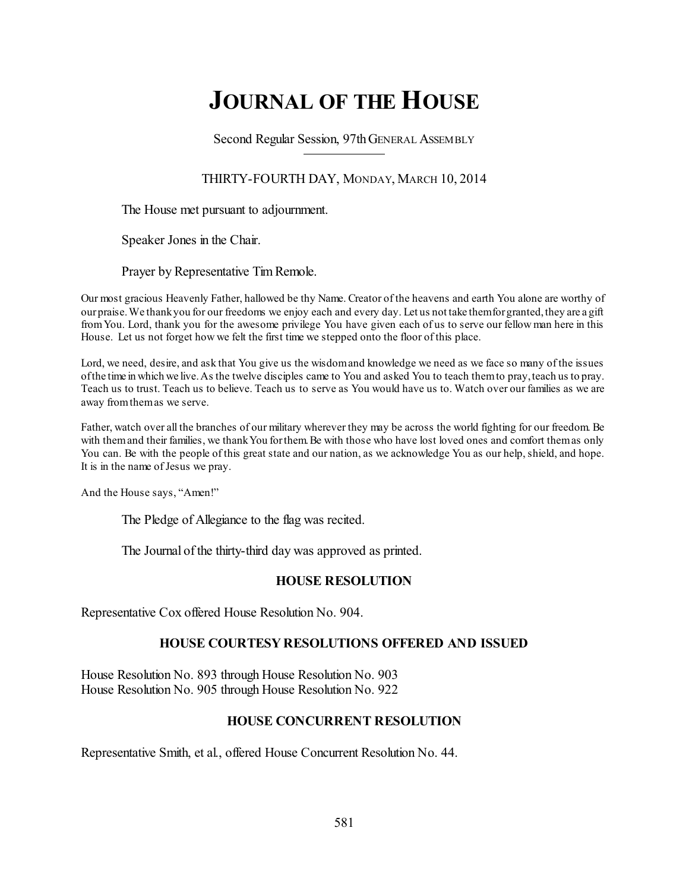# JOURNAL OF THE HOUSE

Second Regular Session, 97th GENERAL ASSEMBLY

THIRTY-FOURTH DAY, MONDAY, MARCH 10, 2014

The House met pursuant to adjournment.

Speaker Jones in the Chair.

Prayer by Representative Tim Remole.

Our most gracious Heavenly Father, hallowed be thy Name. Creator of the heavens and earth You alone are worthy of our praise. We thank you for our freedoms we enjoy each and every day. Let us not take them for granted, they are a gift from You. Lord, thank you for the awesome privilege You have given each of us to serve our fellow man here in this House. Let us not forget how we felt the first time we stepped onto the floor of this place.

Lord, we need, desire, and ask that You give us the wisdom and knowledge we need as we face so many of the issues of the time in which we live. As the twelve disciples came to You and asked You to teach them to pray, teach us to pray. Teach us to trust. Teach us to believe. Teach us to serve as You would have us to. Watch over our families as we are away from them as we serve.

Father, watch over all the branches of our military wherever they may be across the world fighting for our freedom. Be with them and their families, we thank You for them. Be with those who have lost loved ones and comfort them as only You can. Be with the people of this great state and our nation, as we acknowledge You as our help, shield, and hope. It is in the name of Jesus we pray.

And the House says, "Amen!"

The Pledge of Allegiance to the flag was recited.

The Journal of the thirty-third day was approved as printed.

### HOUSE RESOLUTION

Representative Cox offered House Resolution No. 904.

### HOUSE COURTESY RESOLUTIONS OFFERED AND ISSUED

House Resolution No. 893 through House Resolution No. 903
House Resolution No. 905 through House Resolution No. 922

### HOUSE CONCURRENT RESOLUTION

Representative Smith, et al., offered House Concurrent Resolution No. 44.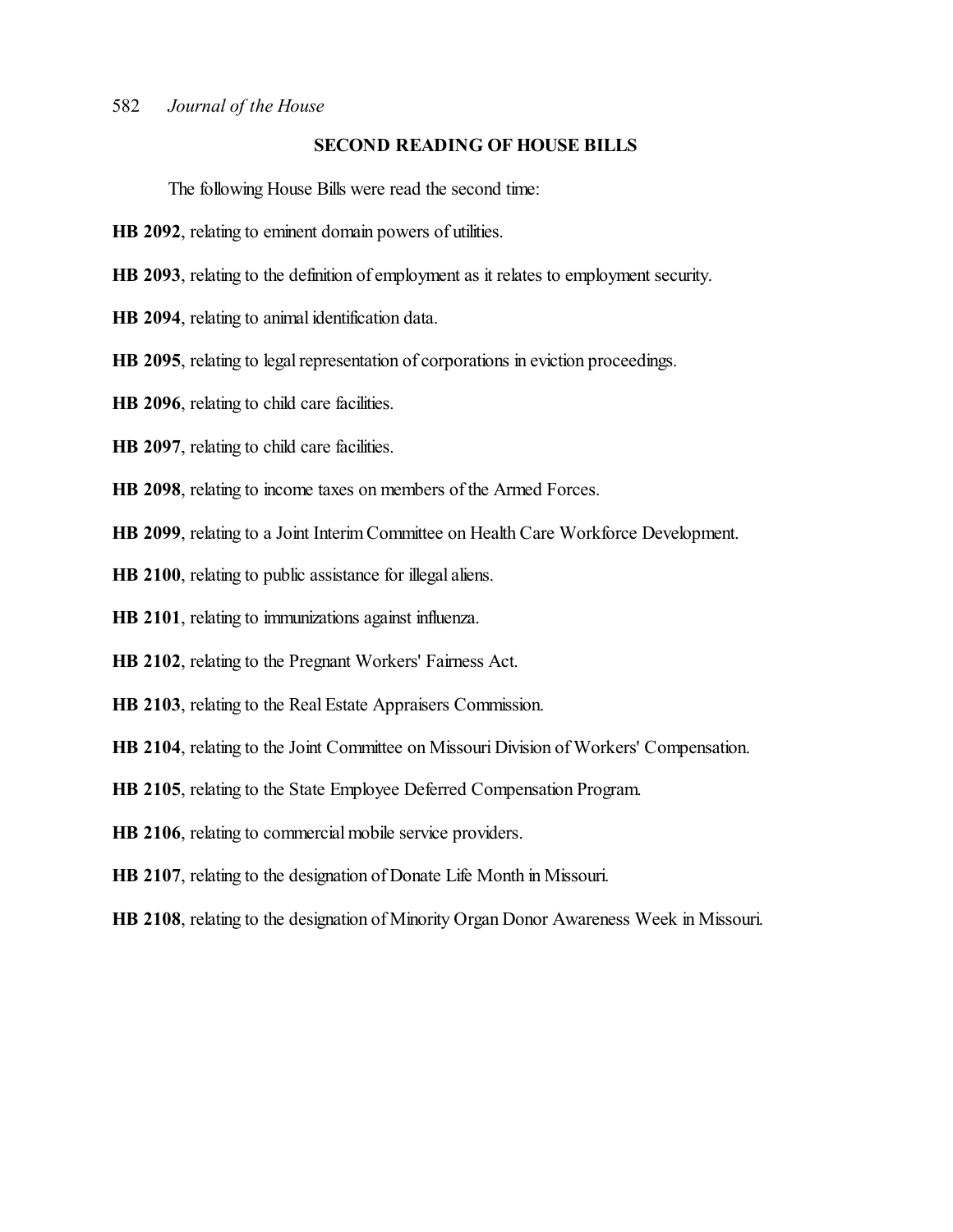## SECOND READING OF HOUSE BILLS

The following House Bills were read the second time:

**HB 2092**, relating to eminent domain powers of utilities.

**HB 2093**, relating to the definition of employment as it relates to employment security.

**HB 2094**, relating to animal identification data.

**HB 2095**, relating to legal representation of corporations in eviction proceedings.

**HB 2096**, relating to child care facilities.

**HB 2097**, relating to child care facilities.

**HB 2098**, relating to income taxes on members of the Armed Forces.

**HB 2099**, relating to a Joint Interim Committee on Health Care Workforce Development.

**HB 2100**, relating to public assistance for illegal aliens.

**HB 2101**, relating to immunizations against influenza.

**HB 2102**, relating to the Pregnant Workers' Fairness Act.

**HB 2103**, relating to the Real Estate Appraisers Commission.

**HB 2104**, relating to the Joint Committee on Missouri Division of Workers' Compensation.

**HB 2105**, relating to the State Employee Deferred Compensation Program.

**HB 2106**, relating to commercial mobile service providers.

**HB 2107**, relating to the designation of Donate Life Month in Missouri.

**HB 2108**, relating to the designation of Minority Organ Donor Awareness Week in Missouri.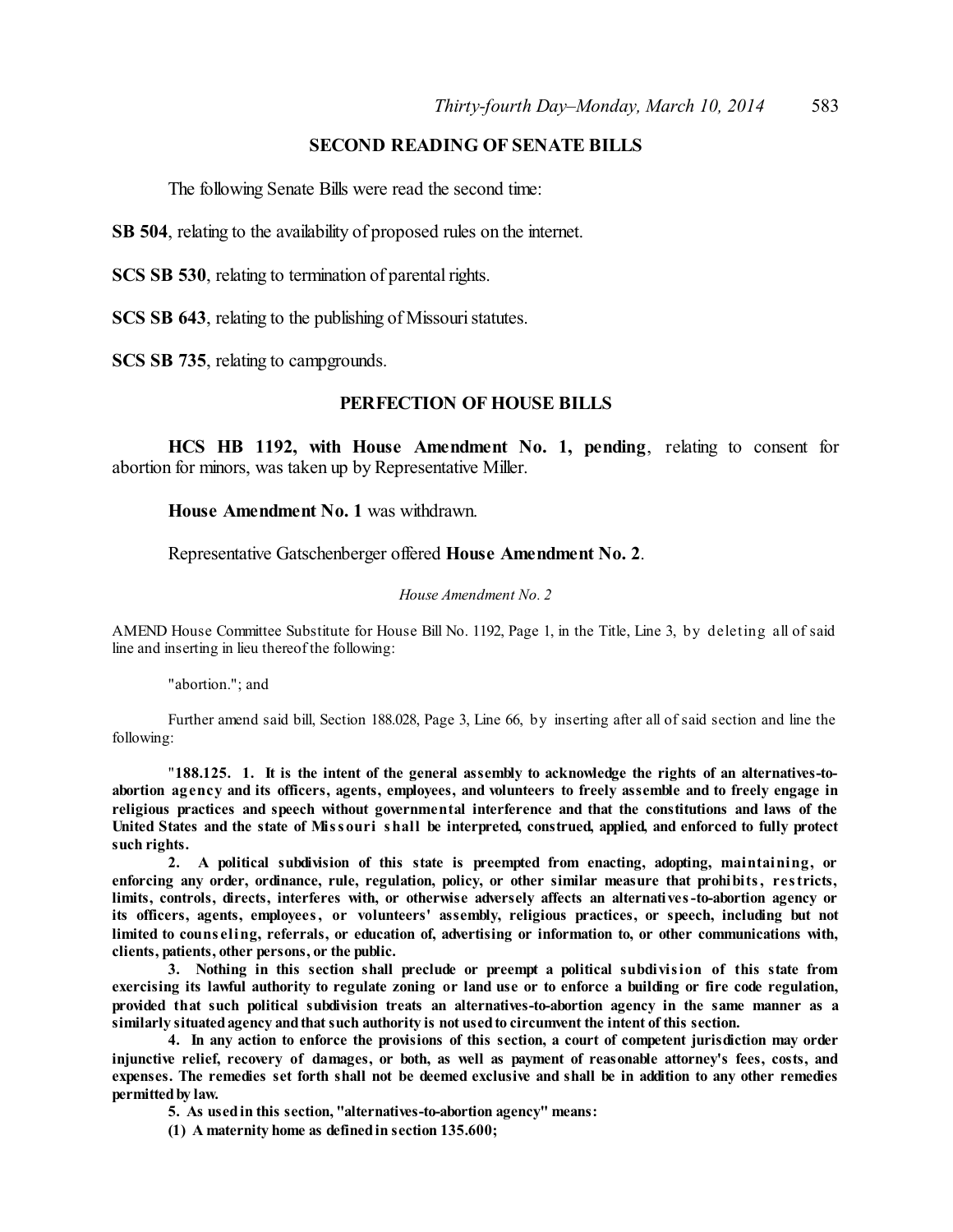## SECOND READING OF SENATE BILLS

The following Senate Bills were read the second time:

**SB 504**, relating to the availability of proposed rules on the internet.

**SCS SB 530**, relating to termination of parental rights.

**SCS SB 643**, relating to the publishing of Missouri statutes.

**SCS SB 735**, relating to campgrounds.

## PERFECTION OF HOUSE BILLS

**HCS HB 1192, with House Amendment No. 1, pending**, relating to consent for abortion for minors, was taken up by Representative Miller.

**House Amendment No. 1** was withdrawn.

Representative Gatschenberger offered **House Amendment No. 2**.

*House Amendment No. 2*

AMEND House Committee Substitute for House Bill No. 1192, Page 1, in the Title, Line 3, by deleting all of said line and inserting in lieu thereof the following:

"abortion."; and

Further amend said bill, Section 188.028, Page 3, Line 66, by inserting after all of said section and line the following:

"**188.125. 1. It is the intent of the general assembly to acknowledge the rights of an alternatives-to-abortion agency and its officers, agents, employees, and volunteers to freely assemble and to freely engage in religious practices and speech without governmental interference and that the constitutions and laws of the United States and the state of Missouri shall be interpreted, construed, applied, and enforced to fully protect such rights.**

**2. A political subdivision of this state is preempted from enacting, adopting, maintaining, or enforcing any order, ordinance, rule, regulation, policy, or other similar measure that prohibits, restricts, limits, controls, directs, interferes with, or otherwise adversely affects an alternatives-to-abortion agency or its officers, agents, employees, or volunteers' assembly, religious practices, or speech, including but not limited to counseling, referrals, or education of, advertising or information to, or other communications with, clients, patients, other persons, or the public.**

**3. Nothing in this section shall preclude or preempt a political subdivision of this state from exercising its lawful authority to regulate zoning or land use or to enforce a building or fire code regulation, provided that such political subdivision treats an alternatives-to-abortion agency in the same manner as a similarly situated agency and that such authority is not used to circumvent the intent of this section.**

**4. In any action to enforce the provisions of this section, a court of competent jurisdiction may order injunctive relief, recovery of damages, or both, as well as payment of reasonable attorney's fees, costs, and expenses. The remedies set forth shall not be deemed exclusive and shall be in addition to any other remedies permitted by law.**

**5. As used in this section, "alternatives-to-abortion agency" means:**

**(1) A maternity home as defined in section 135.600;**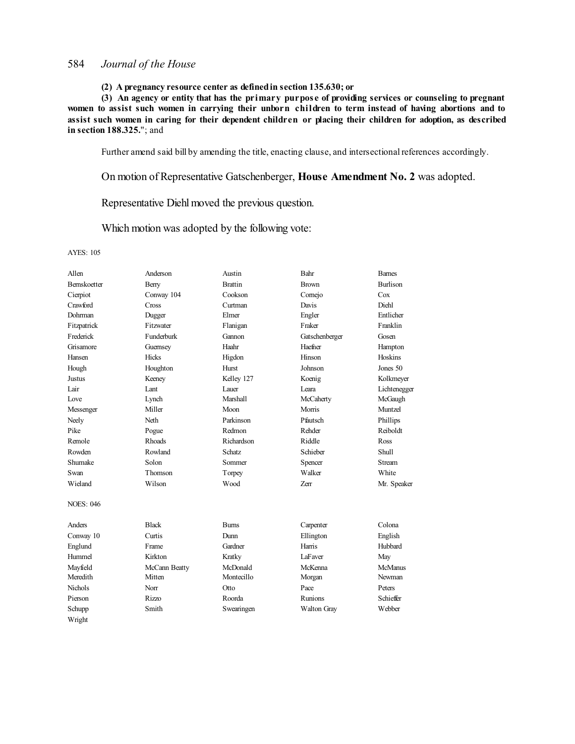**(2) A pregnancy resource center as defined in section 135.630; or**

**(3) An agency or entity that has the primary purpose of providing services or counseling to pregnant women to assist such women in carrying their unborn children to term instead of having abortions and to assist such women in caring for their dependent children or placing their children for adoption, as described in section 188.325.**"; and

Further amend said bill by amending the title, enacting clause, and intersectional references accordingly.

On motion of Representative Gatschenberger, **House Amendment No. 2** was adopted.

Representative Diehl moved the previous question.

Which motion was adopted by the following vote:

AYES: 105

| | | | | |
|---|---|---|---|---|
| Allen | Anderson | Austin | Bahr | Barnes |
| Bernskoetter | Berry | Brattin | Brown | Burlison |
| Cierpiot | Conway 104 | Cookson | Cornejo | Cox |
| Crawford | Cross | Curtman | Davis | Diehl |
| Dohrman | Dugger | Elmer | Engler | Entlicher |
| Fitzpatrick | Fitzwater | Flanigan | Fraker | Franklin |
| Frederick | Funderburk | Gannon | Gatschenberger | Gosen |
| Grisamore | Guernsey | Haahr | Haefner | Hampton |
| Hansen | Hicks | Higdon | Hinson | Hoskins |
| Hough | Houghton | Hurst | Johnson | Jones 50 |
| Justus | Keeney | Kelley 127 | Koenig | Kolkmeyer |
| Lair | Lant | Lauer | Leara | Lichtenegger |
| Love | Lynch | Marshall | McCaherty | McGaugh |
| Messenger | Miller | Moon | Morris | Muntzel |
| Neely | Neth | Parkinson | Pfautsch | Phillips |
| Pike | Pogue | Redmon | Rehder | Reiboldt |
| Remole | Rhoads | Richardson | Riddle | Ross |
| Rowden | Rowland | Schatz | Schieber | Shull |
| Shumake | Solon | Sommer | Spencer | Stream |
| Swan | Thomson | Torpey | Walker | White |
| Wieland | Wilson | Wood | Zerr | Mr. Speaker |

NOES: 046

| | | | | |
|---|---|---|---|---|
| Anders | Black | Burns | Carpenter | Colona |
| Conway 10 | Curtis | Dunn | Ellington | English |
| Englund | Frame | Gardner | Harris | Hubbard |
| Hummel | Kirkton | Kratky | LaFaver | May |
| Mayfield | McCann Beatty | McDonald | McKenna | McManus |
| Meredith | Mitten | Montecillo | Morgan | Newman |
| Nichols | Norr | Otto | Pace | Peters |
| Pierson | Rizzo | Roorda | Runions | Schieffer |
| Schupp | Smith | Swearingen | Walton Gray | Webber |
| Wright | | | | |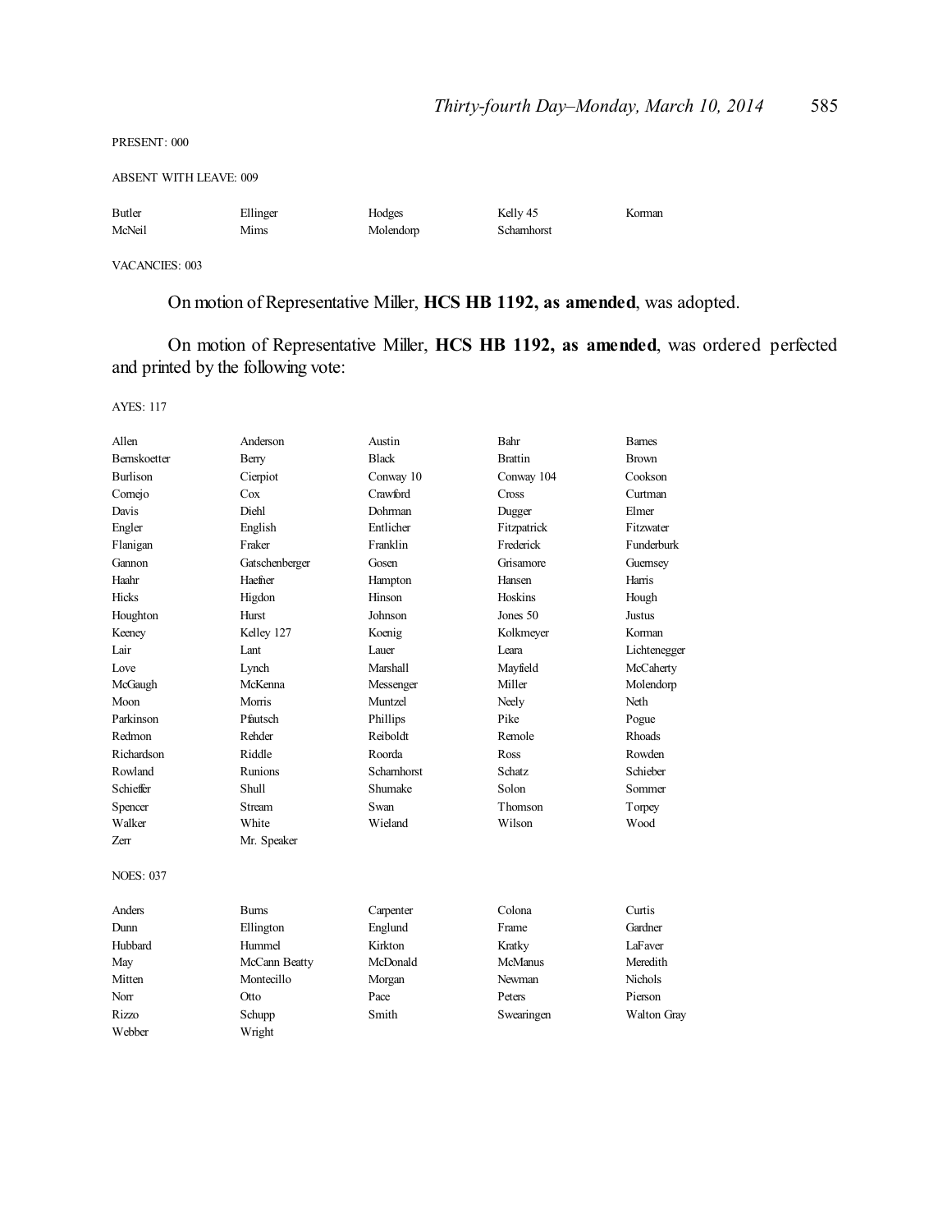PRESENT: 000

ABSENT WITH LEAVE: 009

| | | | | |
|---|---|---|---|---|
| Butler | Ellinger | Hodges | Kelly 45 | Korman |
| McNeil | Mims | Molendorp | Scharnhorst | |

VACANCIES: 003

On motion of Representative Miller, **HCS HB 1192, as amended**, was adopted.

On motion of Representative Miller, **HCS HB 1192, as amended**, was ordered perfected and printed by the following vote:

AYES: 117

| | | | | |
|---|---|---|---|---|
| Allen | Anderson | Austin | Bahr | Barnes |
| Bernskoetter | Berry | Black | Brattin | Brown |
| Burlison | Cierpiot | Conway 10 | Conway 104 | Cookson |
| Cornejo | Cox | Crawford | Cross | Curtman |
| Davis | Diehl | Dohrman | Dugger | Elmer |
| Engler | English | Entlicher | Fitzpatrick | Fitzwater |
| Flanigan | Fraker | Franklin | Frederick | Funderburk |
| Gannon | Gatschenberger | Gosen | Grisamore | Guernsey |
| Haahr | Haefner | Hampton | Hansen | Harris |
| Hicks | Higdon | Hinson | Hoskins | Hough |
| Houghton | Hurst | Johnson | Jones 50 | Justus |
| Keeney | Kelley 127 | Koenig | Kolkmeyer | Korman |
| Lair | Lant | Lauer | Leara | Lichtenegger |
| Love | Lynch | Marshall | Mayfield | McCaherty |
| McGaugh | McKenna | Messenger | Miller | Molendorp |
| Moon | Morris | Muntzel | Neely | Neth |
| Parkinson | Pfautsch | Phillips | Pike | Pogue |
| Redmon | Rehder | Reiboldt | Remole | Rhoads |
| Richardson | Riddle | Roorda | Ross | Rowden |
| Rowland | Runions | Scharnhorst | Schatz | Schieber |
| Schieffer | Shull | Shumake | Solon | Sommer |
| Spencer | Stream | Swan | Thomson | Torpey |
| Walker | White | Wieland | Wilson | Wood |
| Zerr | Mr. Speaker | | | |

NOES: 037

| | | | | |
|---|---|---|---|---|
| Anders | Burns | Carpenter | Colona | Curtis |
| Dunn | Ellington | Englund | Frame | Gardner |
| Hubbard | Hummel | Kirkton | Kratky | LaFaver |
| May | McCann Beatty | McDonald | McManus | Meredith |
| Mitten | Montecillo | Morgan | Newman | Nichols |
| Norr | Otto | Pace | Peters | Pierson |
| Rizzo | Schupp | Smith | Swearingen | Walton Gray |
| Webber | Wright | | | |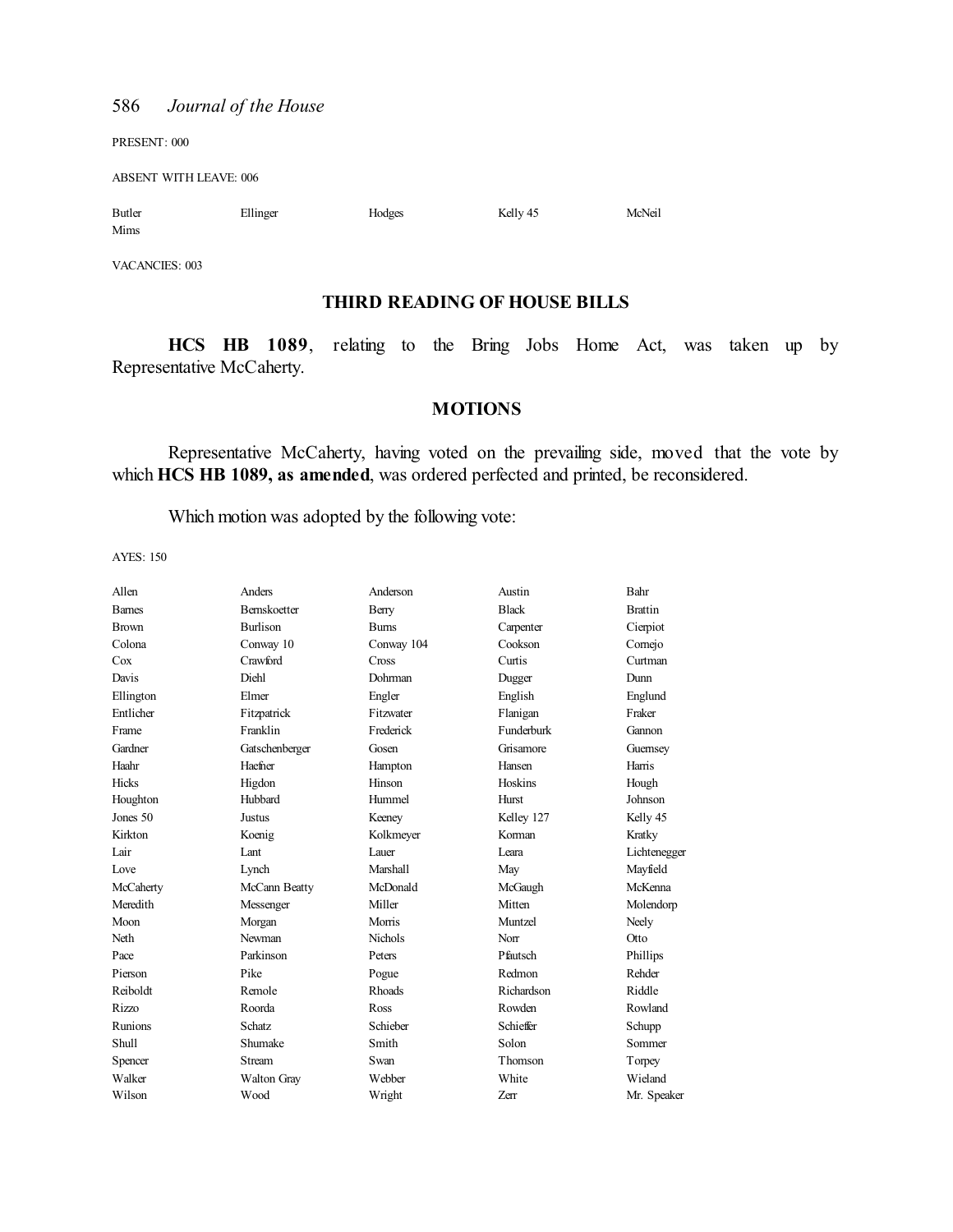PRESENT: 000

ABSENT WITH LEAVE: 006

| | | | | |
|---|---|---|---|---|
| Butler | Ellinger | Hodges | Kelly 45 | McNeil |
| Mims | | | | |

VACANCIES: 003

## THIRD READING OF HOUSE BILLS

**HCS HB 1089**, relating to the Bring Jobs Home Act, was taken up by Representative McCaherty.

## MOTIONS

Representative McCaherty, having voted on the prevailing side, moved that the vote by which **HCS HB 1089, as amended**, was ordered perfected and printed, be reconsidered.

Which motion was adopted by the following vote:

AYES: 150

| | | | | |
|---|---|---|---|---|
| Allen | Anders | Anderson | Austin | Bahr |
| Barnes | Bernskoetter | Berry | Black | Brattin |
| Brown | Burlison | Burns | Carpenter | Cierpiot |
| Colona | Conway 10 | Conway 104 | Cookson | Cornejo |
| Cox | Crawford | Cross | Curtis | Curtman |
| Davis | Diehl | Dohrman | Dugger | Dunn |
| Ellington | Elmer | Engler | English | Englund |
| Entlicher | Fitzpatrick | Fitzwater | Flanigan | Fraker |
| Frame | Franklin | Frederick | Funderburk | Gannon |
| Gardner | Gatschenberger | Gosen | Grisamore | Guernsey |
| Haahr | Haefner | Hampton | Hansen | Harris |
| Hicks | Higdon | Hinson | Hoskins | Hough |
| Houghton | Hubbard | Hummel | Hurst | Johnson |
| Jones 50 | Justus | Keeney | Kelley 127 | Kelly 45 |
| Kirkton | Koenig | Kolkmeyer | Korman | Kratky |
| Lair | Lant | Lauer | Leara | Lichtenegger |
| Love | Lynch | Marshall | May | Mayfield |
| McCaherty | McCann Beatty | McDonald | McGaugh | McKenna |
| Meredith | Messenger | Miller | Mitten | Molendorp |
| Moon | Morgan | Morris | Muntzel | Neely |
| Neth | Newman | Nichols | Norr | Otto |
| Pace | Parkinson | Peters | Pfautsch | Phillips |
| Pierson | Pike | Pogue | Redmon | Rehder |
| Reiboldt | Remole | Rhoads | Richardson | Riddle |
| Rizzo | Roorda | Ross | Rowden | Rowland |
| Runions | Schatz | Schieber | Schieffer | Schupp |
| Shull | Shumake | Smith | Solon | Sommer |
| Spencer | Stream | Swan | Thomson | Torpey |
| Walker | Walton Gray | Webber | White | Wieland |
| Wilson | Wood | Wright | Zerr | Mr. Speaker |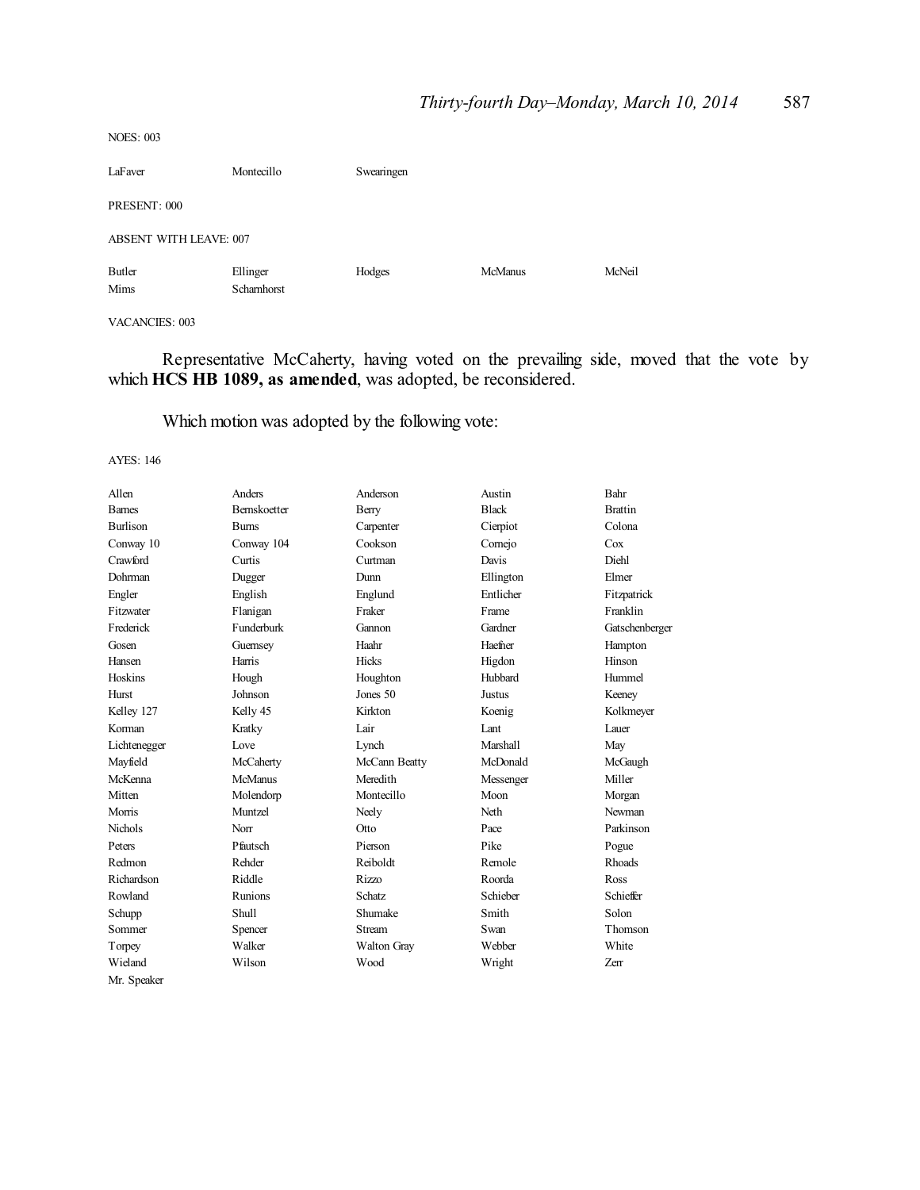NOES: 003

| | | | | |
|---|---|---|---|---|
| LaFaver | Montecillo | Swearingen | | |

PRESENT: 000

ABSENT WITH LEAVE: 007

| | | | | |
|---|---|---|---|---|
| Butler | Ellinger | Hodges | McManus | McNeil |
| Mims | Scharnhorst | | | |

VACANCIES: 003

Representative McCaherty, having voted on the prevailing side, moved that the vote by which **HCS HB 1089, as amended**, was adopted, be reconsidered.

Which motion was adopted by the following vote:

AYES: 146

| | | | | |
|---|---|---|---|---|
| Allen | Anders | Anderson | Austin | Bahr |
| Barnes | Bernskoetter | Berry | Black | Brattin |
| Burlison | Burns | Carpenter | Cierpiot | Colona |
| Conway 10 | Conway 104 | Cookson | Cornejo | Cox |
| Crawford | Curtis | Curtman | Davis | Diehl |
| Dohrman | Dugger | Dunn | Ellington | Elmer |
| Engler | English | Englund | Entlicher | Fitzpatrick |
| Fitzwater | Flanigan | Fraker | Frame | Franklin |
| Frederick | Funderburk | Gannon | Gardner | Gatschenberger |
| Gosen | Guernsey | Haahr | Haefner | Hampton |
| Hansen | Harris | Hicks | Higdon | Hinson |
| Hoskins | Hough | Houghton | Hubbard | Hummel |
| Hurst | Johnson | Jones 50 | Justus | Keeney |
| Kelley 127 | Kelly 45 | Kirkton | Koenig | Kolkmeyer |
| Korman | Kratky | Lair | Lant | Lauer |
| Lichtenegger | Love | Lynch | Marshall | May |
| Mayfield | McCaherty | McCann Beatty | McDonald | McGaugh |
| McKenna | McManus | Meredith | Messenger | Miller |
| Mitten | Molendorp | Montecillo | Moon | Morgan |
| Morris | Muntzel | Neely | Neth | Newman |
| Nichols | Norr | Otto | Pace | Parkinson |
| Peters | Pfautsch | Pierson | Pike | Pogue |
| Redmon | Rehder | Reiboldt | Remole | Rhoads |
| Richardson | Riddle | Rizzo | Roorda | Ross |
| Rowland | Runions | Schatz | Schieber | Schieffer |
| Schupp | Shull | Shumake | Smith | Solon |
| Sommer | Spencer | Stream | Swan | Thomson |
| Torpey | Walker | Walton Gray | Webber | White |
| Wieland | Wilson | Wood | Wright | Zerr |
| Mr. Speaker | | | | |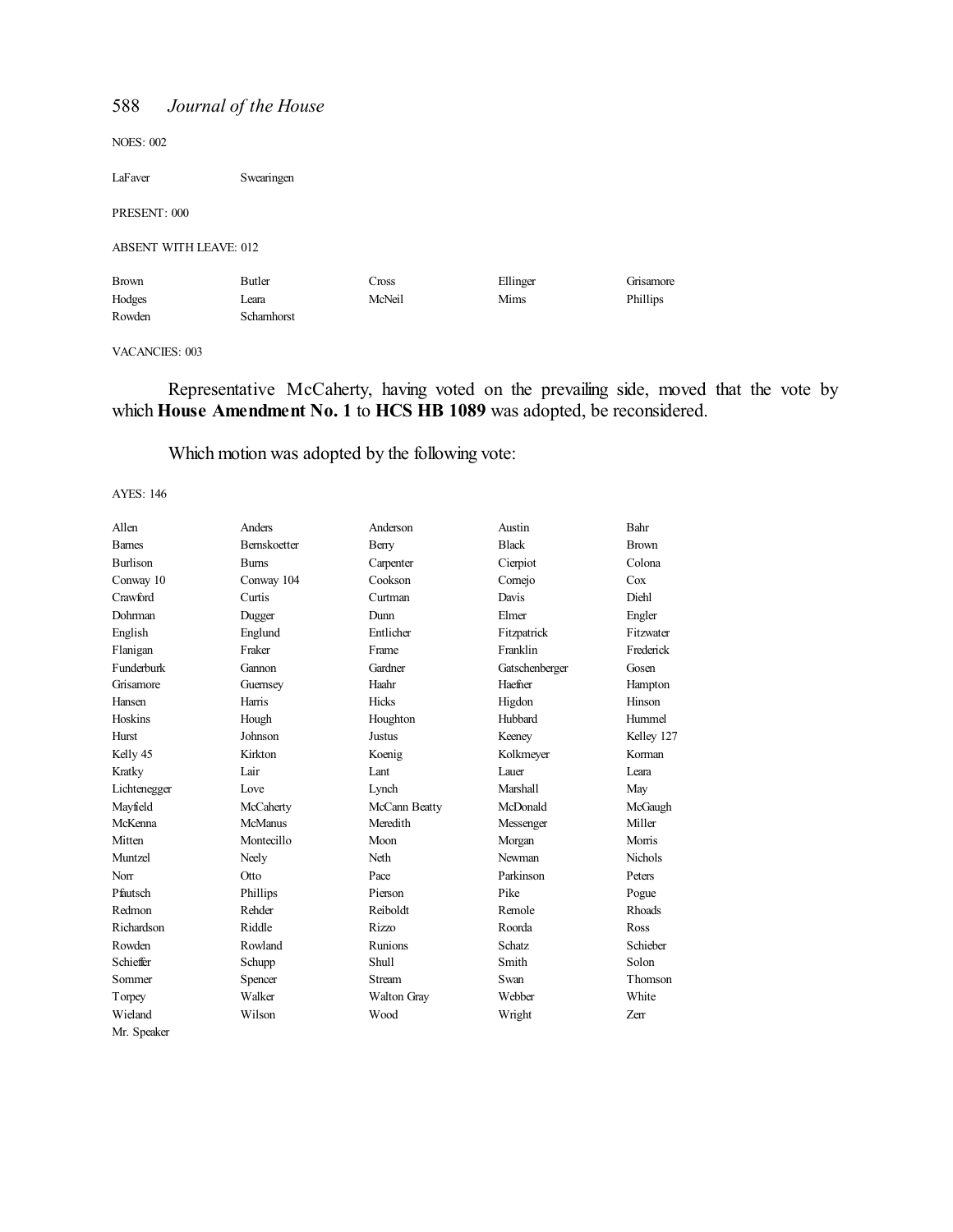NOES: 002

| | | | | |
|---|---|---|---|---|
| LaFaver | Swearingen | | | |

PRESENT: 000

ABSENT WITH LEAVE: 012

| | | | | |
|---|---|---|---|---|
| Brown | Butler | Cross | Ellinger | Grisamore |
| Hodges | Leara | McNeil | Mims | Phillips |
| Rowden | Scharnhorst | | | |

VACANCIES: 003

Representative McCaherty, having voted on the prevailing side, moved that the vote by which **House Amendment No. 1** to **HCS HB 1089** was adopted, be reconsidered.

Which motion was adopted by the following vote:

AYES: 146

| | | | | |
|---|---|---|---|---|
| Allen | Anders | Anderson | Austin | Bahr |
| Barnes | Bernskoetter | Berry | Black | Brown |
| Burlison | Burns | Carpenter | Cierpiot | Colona |
| Conway 10 | Conway 104 | Cookson | Cornejo | Cox |
| Crawford | Curtis | Curtman | Davis | Diehl |
| Dohrman | Dugger | Dunn | Elmer | Engler |
| English | Englund | Entlicher | Fitzpatrick | Fitzwater |
| Flanigan | Fraker | Frame | Franklin | Frederick |
| Funderburk | Gannon | Gardner | Gatschenberger | Gosen |
| Grisamore | Guernsey | Haahr | Haefner | Hampton |
| Hansen | Harris | Hicks | Higdon | Hinson |
| Hoskins | Hough | Houghton | Hubbard | Hummel |
| Hurst | Johnson | Justus | Keeney | Kelley 127 |
| Kelly 45 | Kirkton | Koenig | Kolkmeyer | Korman |
| Kratky | Lair | Lant | Lauer | Leara |
| Lichtenegger | Love | Lynch | Marshall | May |
| Mayfield | McCaherty | McCann Beatty | McDonald | McGaugh |
| McKenna | McManus | Meredith | Messenger | Miller |
| Mitten | Montecillo | Moon | Morgan | Morris |
| Muntzel | Neely | Neth | Newman | Nichols |
| Norr | Otto | Pace | Parkinson | Peters |
| Pfautsch | Phillips | Pierson | Pike | Pogue |
| Redmon | Rehder | Reiboldt | Remole | Rhoads |
| Richardson | Riddle | Rizzo | Roorda | Ross |
| Rowden | Rowland | Runions | Schatz | Schieber |
| Schieffer | Schupp | Shull | Smith | Solon |
| Sommer | Spencer | Stream | Swan | Thomson |
| Torpey | Walker | Walton Gray | Webber | White |
| Wieland | Wilson | Wood | Wright | Zerr |
| Mr. Speaker | | | | |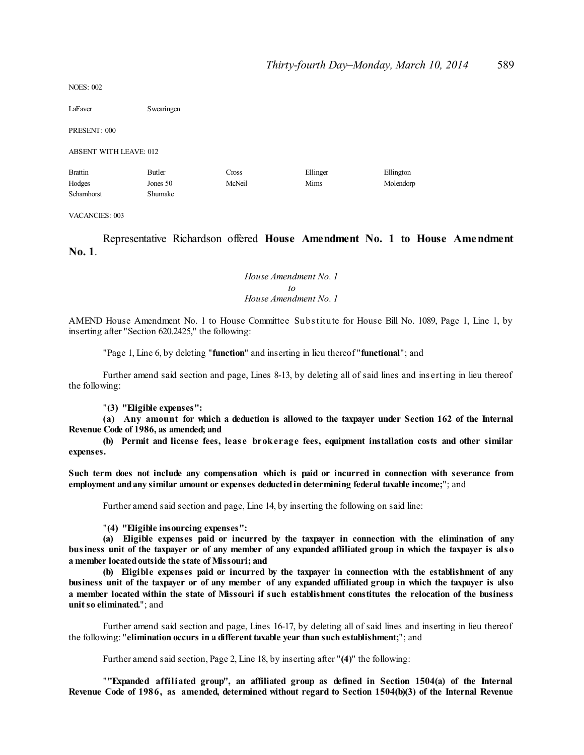NOES: 002

| | |
|---|---|
| LaFaver | Swearingen |

PRESENT: 000

ABSENT WITH LEAVE: 012

| | | | | |
|---|---|---|---|---|
| Brattin | Butler | Cross | Ellinger | Ellington |
| Hodges | Jones 50 | McNeil | Mims | Molendorp |
| Scharnhorst | Shumake | | | |

VACANCIES: 003

Representative Richardson offered **House Amendment No. 1 to House Amendment No. 1**.

*House Amendment No. 1*
*to*
*House Amendment No. 1*

AMEND House Amendment No. 1 to House Committee Substitute for House Bill No. 1089, Page 1, Line 1, by inserting after "Section 620.2425," the following:

"Page 1, Line 6, by deleting "**function**" and inserting in lieu thereof "**functional**"; and

Further amend said section and page, Lines 8-13, by deleting all of said lines and inserting in lieu thereof the following:

"**(3) "Eligible expenses":**

**(a) Any amount for which a deduction is allowed to the taxpayer under Section 162 of the Internal Revenue Code of 1986, as amended; and**

**(b) Permit and license fees, lease brokerage fees, equipment installation costs and other similar expenses.**

**Such term does not include any compensation which is paid or incurred in connection with severance from employment and any similar amount or expenses deducted in determining federal taxable income;**"; and

Further amend said section and page, Line 14, by inserting the following on said line:

"**(4) "Eligible insourcing expenses":**

**(a) Eligible expenses paid or incurred by the taxpayer in connection with the elimination of any business unit of the taxpayer or of any member of any expanded affiliated group in which the taxpayer is also a member located outside the state of Missouri; and**

**(b) Eligible expenses paid or incurred by the taxpayer in connection with the establishment of any business unit of the taxpayer or of any member of any expanded affiliated group in which the taxpayer is also a member located within the state of Missouri if such establishment constitutes the relocation of the business unit so eliminated.**"; and

Further amend said section and page, Lines 16-17, by deleting all of said lines and inserting in lieu thereof the following: "**elimination occurs in a different taxable year than such establishment;**"; and

Further amend said section, Page 2, Line 18, by inserting after "**(4)**" the following:

"**"Expanded affiliated group", an affiliated group as defined in Section 1504(a) of the Internal Revenue Code of 1986, as amended, determined without regard to Section 1504(b)(3) of the Internal Revenue**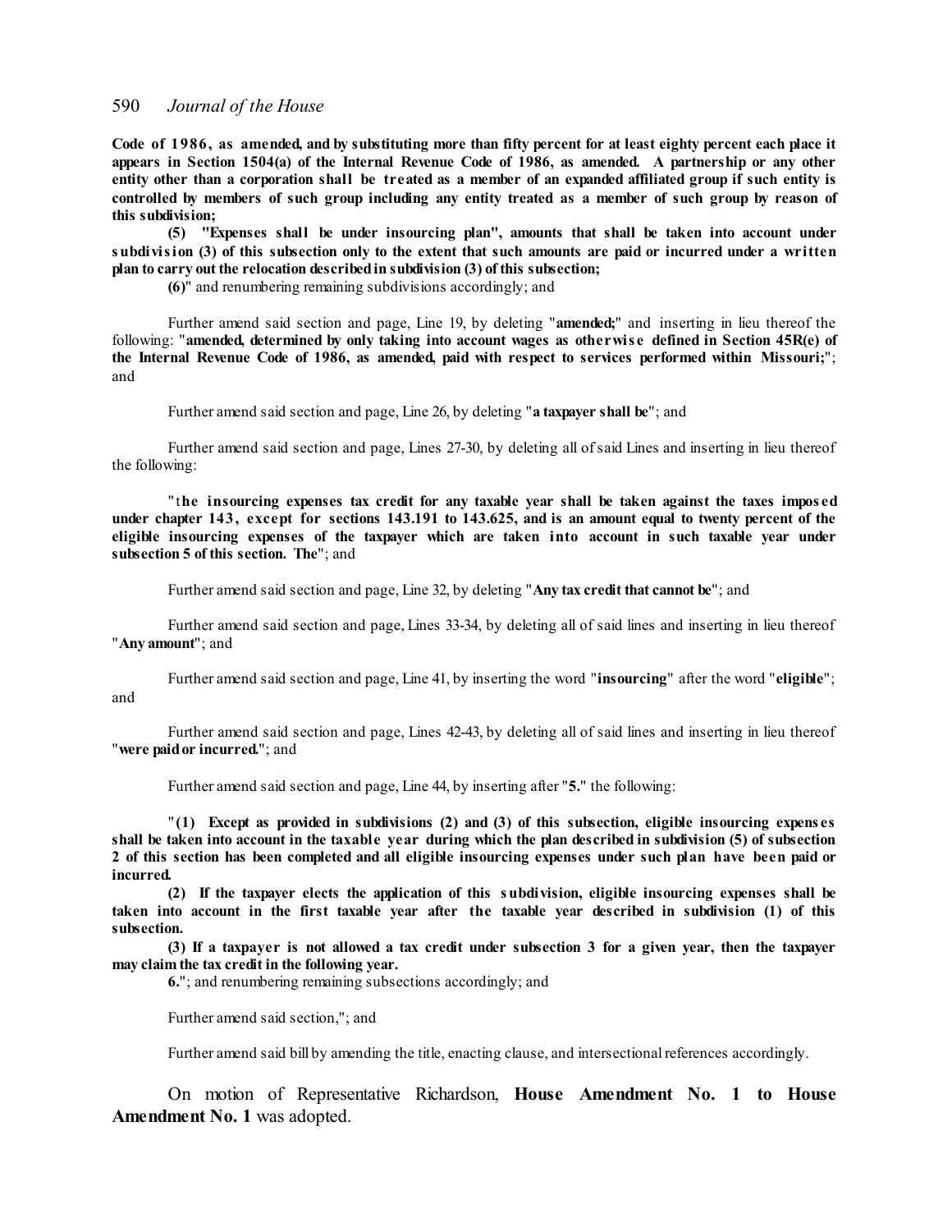**Code of 1986, as amended, and by substituting more than fifty percent for at least eighty percent each place it appears in Section 1504(a) of the Internal Revenue Code of 1986, as amended. A partnership or any other entity other than a corporation shall be treated as a member of an expanded affiliated group if such entity is controlled by members of such group including any entity treated as a member of such group by reason of this subdivision;**

**(5) "Expenses shall be under insourcing plan", amounts that shall be taken into account under subdivision (3) of this subsection only to the extent that such amounts are paid or incurred under a written plan to carry out the relocation described in subdivision (3) of this subsection;**

**(6)**" and renumbering remaining subdivisions accordingly; and

Further amend said section and page, Line 19, by deleting "**amended;**" and inserting in lieu thereof the following: "**amended, determined by only taking into account wages as otherwise defined in Section 45R(e) of the Internal Revenue Code of 1986, as amended, paid with respect to services performed within Missouri;**"; and

Further amend said section and page, Line 26, by deleting "**a taxpayer shall be**"; and

Further amend said section and page, Lines 27-30, by deleting all of said Lines and inserting in lieu thereof the following:

"**the insourcing expenses tax credit for any taxable year shall be taken against the taxes imposed under chapter 143, except for sections 143.191 to 143.625, and is an amount equal to twenty percent of the eligible insourcing expenses of the taxpayer which are taken into account in such taxable year under subsection 5 of this section. The**"; and

Further amend said section and page, Line 32, by deleting "**Any tax credit that cannot be**"; and

Further amend said section and page, Lines 33-34, by deleting all of said lines and inserting in lieu thereof "**Any amount**"; and

Further amend said section and page, Line 41, by inserting the word "**insourcing**" after the word "**eligible**"; and

Further amend said section and page, Lines 42-43, by deleting all of said lines and inserting in lieu thereof "**were paid or incurred.**"; and

Further amend said section and page, Line 44, by inserting after "**5.**" the following:

"**(1) Except as provided in subdivisions (2) and (3) of this subsection, eligible insourcing expenses shall be taken into account in the taxable year during which the plan described in subdivision (5) of subsection 2 of this section has been completed and all eligible insourcing expenses under such plan have been paid or incurred.**

**(2) If the taxpayer elects the application of this subdivision, eligible insourcing expenses shall be taken into account in the first taxable year after the taxable year described in subdivision (1) of this subsection.**

**(3) If a taxpayer is not allowed a tax credit under subsection 3 for a given year, then the taxpayer may claim the tax credit in the following year.**

**6.**"; and renumbering remaining subsections accordingly; and

Further amend said section,"; and

Further amend said bill by amending the title, enacting clause, and intersectional references accordingly.

On motion of Representative Richardson, **House Amendment No. 1 to House Amendment No. 1** was adopted.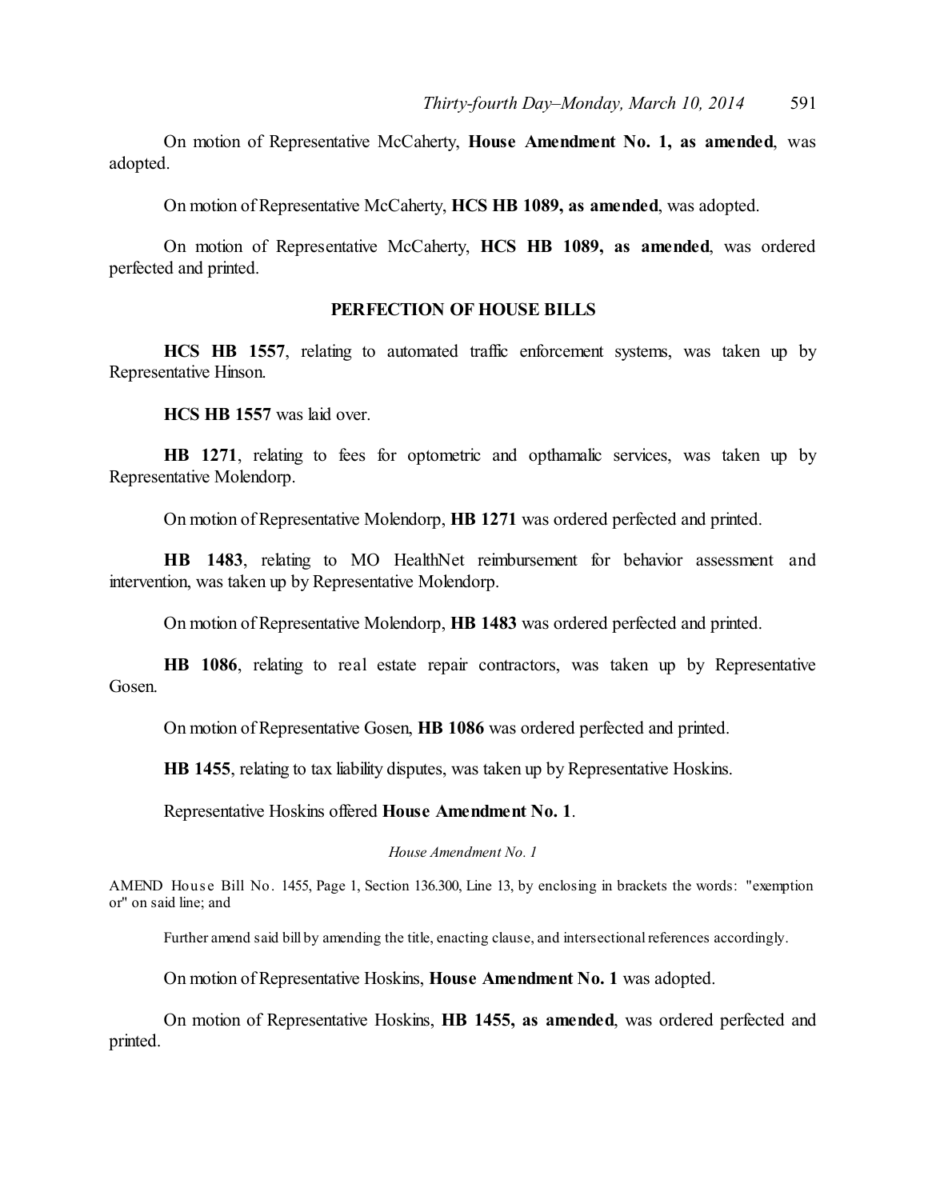On motion of Representative McCaherty, **House Amendment No. 1, as amended**, was adopted.

On motion of Representative McCaherty, **HCS HB 1089, as amended**, was adopted.

On motion of Representative McCaherty, **HCS HB 1089, as amended**, was ordered perfected and printed.

## PERFECTION OF HOUSE BILLS

**HCS HB 1557**, relating to automated traffic enforcement systems, was taken up by Representative Hinson.

**HCS HB 1557** was laid over.

**HB 1271**, relating to fees for optometric and opthamalic services, was taken up by Representative Molendorp.

On motion of Representative Molendorp, **HB 1271** was ordered perfected and printed.

**HB 1483**, relating to MO HealthNet reimbursement for behavior assessment and intervention, was taken up by Representative Molendorp.

On motion of Representative Molendorp, **HB 1483** was ordered perfected and printed.

**HB 1086**, relating to real estate repair contractors, was taken up by Representative Gosen.

On motion of Representative Gosen, **HB 1086** was ordered perfected and printed.

**HB 1455**, relating to tax liability disputes, was taken up by Representative Hoskins.

Representative Hoskins offered **House Amendment No. 1**.

*House Amendment No. 1*

AMEND House Bill No. 1455, Page 1, Section 136.300, Line 13, by enclosing in brackets the words: "exemption or" on said line; and

Further amend said bill by amending the title, enacting clause, and intersectional references accordingly.

On motion of Representative Hoskins, **House Amendment No. 1** was adopted.

On motion of Representative Hoskins, **HB 1455, as amended**, was ordered perfected and printed.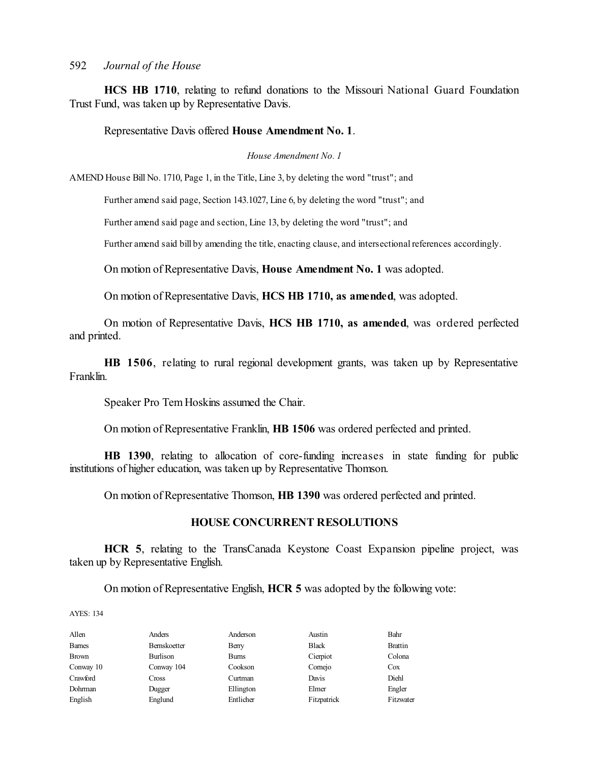**HCS HB 1710**, relating to refund donations to the Missouri National Guard Foundation Trust Fund, was taken up by Representative Davis.

Representative Davis offered **House Amendment No. 1**.

*House Amendment No. 1*

AMEND House Bill No. 1710, Page 1, in the Title, Line 3, by deleting the word "trust"; and

Further amend said page, Section 143.1027, Line 6, by deleting the word "trust"; and

Further amend said page and section, Line 13, by deleting the word "trust"; and

Further amend said bill by amending the title, enacting clause, and intersectional references accordingly.

On motion of Representative Davis, **House Amendment No. 1** was adopted.

On motion of Representative Davis, **HCS HB 1710, as amended**, was adopted.

On motion of Representative Davis, **HCS HB 1710, as amended**, was ordered perfected and printed.

**HB 1506**, relating to rural regional development grants, was taken up by Representative Franklin.

Speaker Pro Tem Hoskins assumed the Chair.

On motion of Representative Franklin, **HB 1506** was ordered perfected and printed.

**HB 1390**, relating to allocation of core-funding increases in state funding for public institutions of higher education, was taken up by Representative Thomson.

On motion of Representative Thomson, **HB 1390** was ordered perfected and printed.

## HOUSE CONCURRENT RESOLUTIONS

**HCR 5**, relating to the TransCanada Keystone Coast Expansion pipeline project, was taken up by Representative English.

On motion of Representative English, **HCR 5** was adopted by the following vote:

AYES: 134

| | | | | |
|---|---|---|---|---|
| Allen | Anders | Anderson | Austin | Bahr |
| Barnes | Bernskoetter | Berry | Black | Brattin |
| Brown | Burlison | Burns | Cierpiot | Colona |
| Conway 10 | Conway 104 | Cookson | Cornejo | Cox |
| Crawford | Cross | Curtman | Davis | Diehl |
| Dohrman | Dugger | Ellington | Elmer | Engler |
| English | Englund | Entlicher | Fitzpatrick | Fitzwater |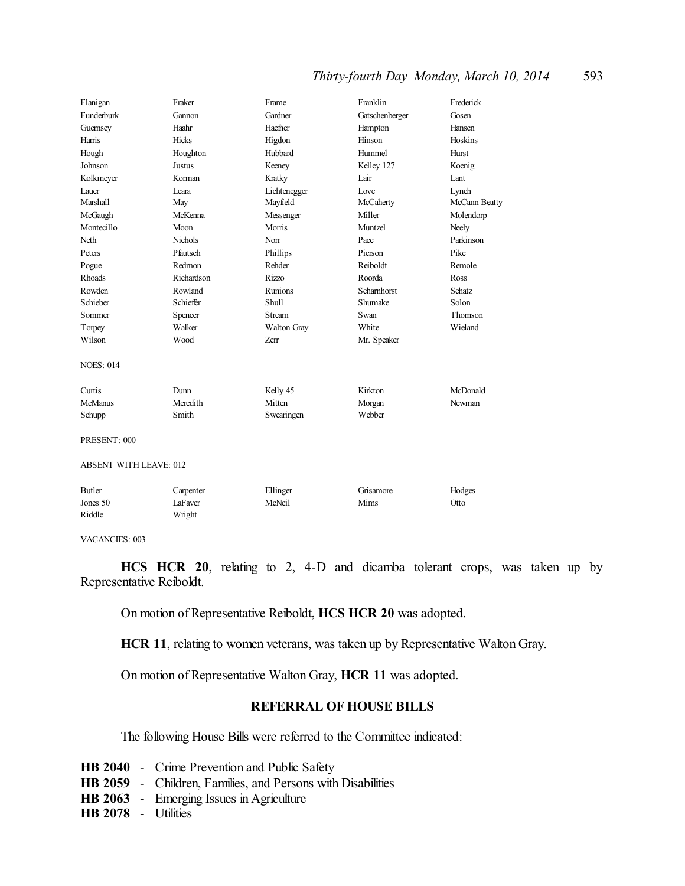| | | | | |
|---|---|---|---|---|
| Flanigan | Fraker | Frame | Franklin | Frederick |
| Funderburk | Gannon | Gardner | Gatschenberger | Gosen |
| Guernsey | Haahr | Haefner | Hampton | Hansen |
| Harris | Hicks | Higdon | Hinson | Hoskins |
| Hough | Houghton | Hubbard | Hummel | Hurst |
| Johnson | Justus | Keeney | Kelley 127 | Koenig |
| Kolkmeyer | Korman | Kratky | Lair | Lant |
| Lauer | Leara | Lichtenegger | Love | Lynch |
| Marshall | May | Mayfield | McCaherty | McCann Beatty |
| McGaugh | McKenna | Messenger | Miller | Molendorp |
| Montecillo | Moon | Morris | Muntzel | Neely |
| Neth | Nichols | Norr | Pace | Parkinson |
| Peters | Pfautsch | Phillips | Pierson | Pike |
| Pogue | Redmon | Rehder | Reiboldt | Remole |
| Rhoads | Richardson | Rizzo | Roorda | Ross |
| Rowden | Rowland | Runions | Scharnhorst | Schatz |
| Schieber | Schieffer | Shull | Shumake | Solon |
| Sommer | Spencer | Stream | Swan | Thomson |
| Torpey | Walker | Walton Gray | White | Wieland |
| Wilson | Wood | Zerr | Mr. Speaker | |

NOES: 014

| | | | | |
|---|---|---|---|---|
| Curtis | Dunn | Kelly 45 | Kirkton | McDonald |
| McManus | Meredith | Mitten | Morgan | Newman |
| Schupp | Smith | Swearingen | Webber | |

PRESENT: 000

ABSENT WITH LEAVE: 012

| | | | | |
|---|---|---|---|---|
| Butler | Carpenter | Ellinger | Grisamore | Hodges |
| Jones 50 | LaFaver | McNeil | Mims | Otto |
| Riddle | Wright | | | |

VACANCIES: 003

**HCS HCR 20**, relating to 2, 4-D and dicamba tolerant crops, was taken up by Representative Reiboldt.

On motion of Representative Reiboldt, **HCS HCR 20** was adopted.

**HCR 11**, relating to women veterans, was taken up by Representative Walton Gray.

On motion of Representative Walton Gray, **HCR 11** was adopted.

## REFERRAL OF HOUSE BILLS

The following House Bills were referred to the Committee indicated:

**HB 2040** - Crime Prevention and Public Safety
**HB 2059** - Children, Families, and Persons with Disabilities
**HB 2063** - Emerging Issues in Agriculture
**HB 2078** - Utilities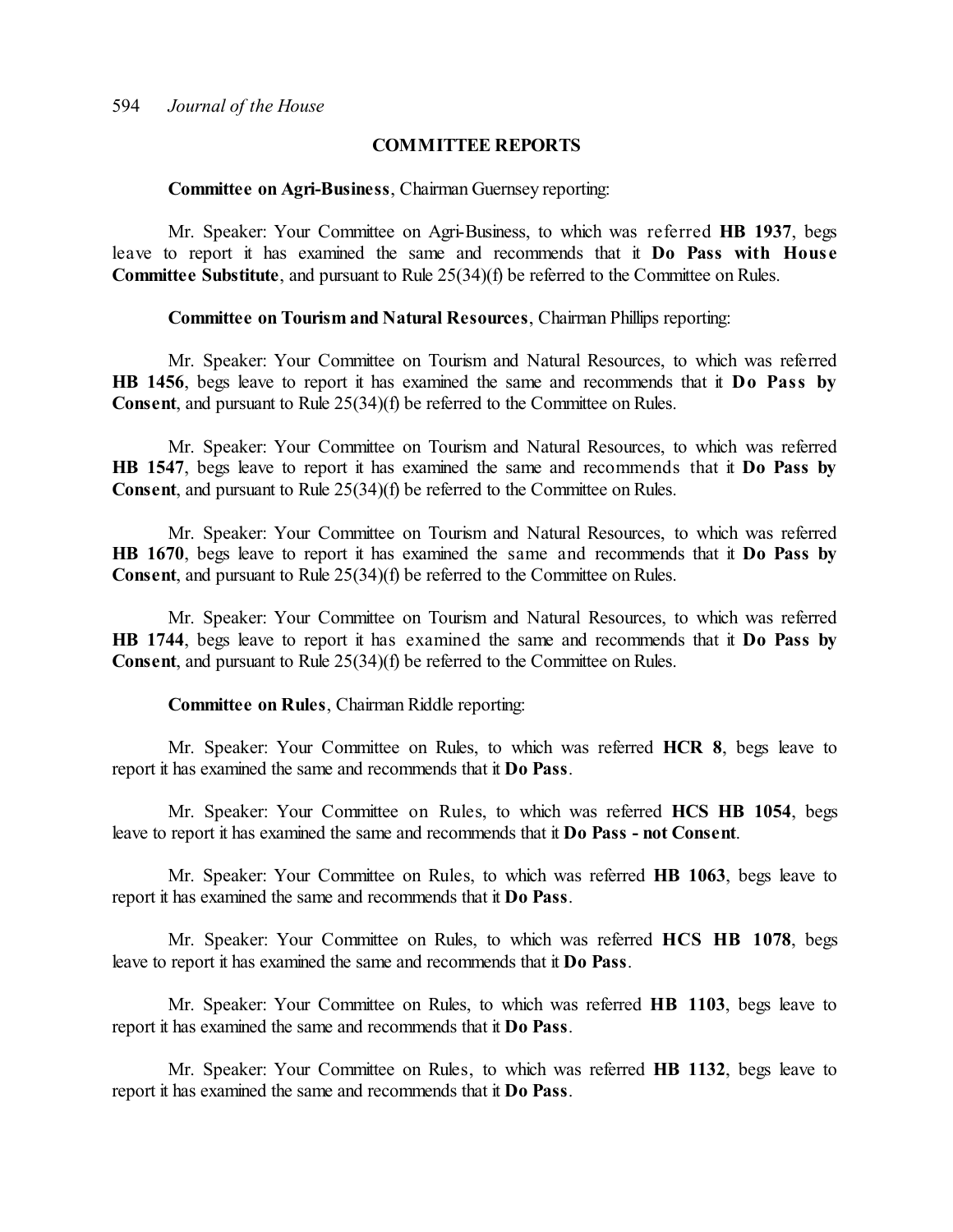## COMMITTEE REPORTS

**Committee on Agri-Business**, Chairman Guernsey reporting:

Mr. Speaker: Your Committee on Agri-Business, to which was referred **HB 1937**, begs leave to report it has examined the same and recommends that it **Do Pass with House Committee Substitute**, and pursuant to Rule 25(34)(f) be referred to the Committee on Rules.

**Committee on Tourism and Natural Resources**, Chairman Phillips reporting:

Mr. Speaker: Your Committee on Tourism and Natural Resources, to which was referred **HB 1456**, begs leave to report it has examined the same and recommends that it **Do Pass by Consent**, and pursuant to Rule 25(34)(f) be referred to the Committee on Rules.

Mr. Speaker: Your Committee on Tourism and Natural Resources, to which was referred **HB 1547**, begs leave to report it has examined the same and recommends that it **Do Pass by Consent**, and pursuant to Rule 25(34)(f) be referred to the Committee on Rules.

Mr. Speaker: Your Committee on Tourism and Natural Resources, to which was referred **HB 1670**, begs leave to report it has examined the same and recommends that it **Do Pass by Consent**, and pursuant to Rule 25(34)(f) be referred to the Committee on Rules.

Mr. Speaker: Your Committee on Tourism and Natural Resources, to which was referred **HB 1744**, begs leave to report it has examined the same and recommends that it **Do Pass by Consent**, and pursuant to Rule 25(34)(f) be referred to the Committee on Rules.

**Committee on Rules**, Chairman Riddle reporting:

Mr. Speaker: Your Committee on Rules, to which was referred **HCR 8**, begs leave to report it has examined the same and recommends that it **Do Pass**.

Mr. Speaker: Your Committee on Rules, to which was referred **HCS HB 1054**, begs leave to report it has examined the same and recommends that it **Do Pass - not Consent**.

Mr. Speaker: Your Committee on Rules, to which was referred **HB 1063**, begs leave to report it has examined the same and recommends that it **Do Pass**.

Mr. Speaker: Your Committee on Rules, to which was referred **HCS HB 1078**, begs leave to report it has examined the same and recommends that it **Do Pass**.

Mr. Speaker: Your Committee on Rules, to which was referred **HB 1103**, begs leave to report it has examined the same and recommends that it **Do Pass**.

Mr. Speaker: Your Committee on Rules, to which was referred **HB 1132**, begs leave to report it has examined the same and recommends that it **Do Pass**.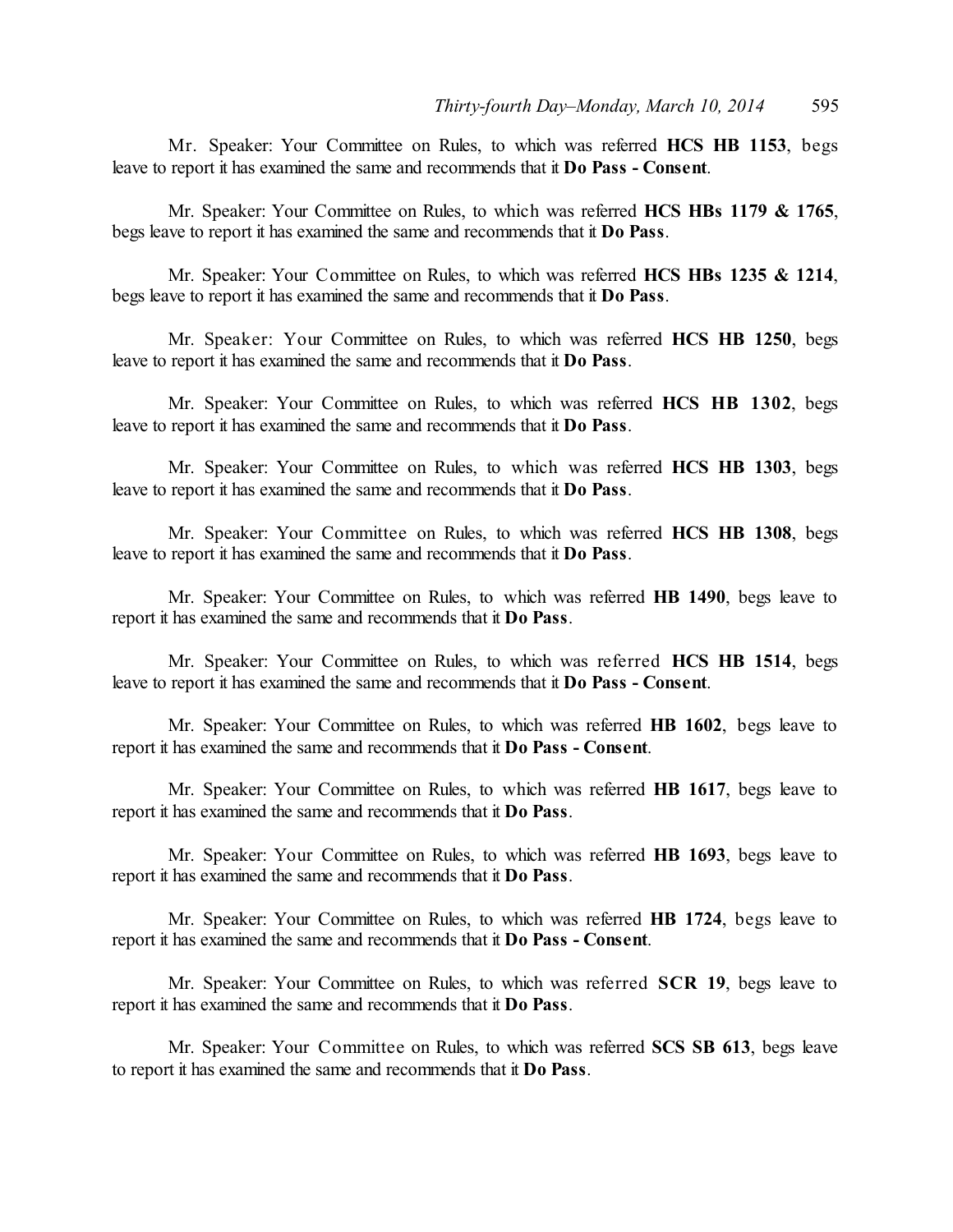Mr. Speaker: Your Committee on Rules, to which was referred **HCS HB 1153**, begs leave to report it has examined the same and recommends that it **Do Pass - Consent**.

Mr. Speaker: Your Committee on Rules, to which was referred **HCS HBs 1179 & 1765**, begs leave to report it has examined the same and recommends that it **Do Pass**.

Mr. Speaker: Your Committee on Rules, to which was referred **HCS HBs 1235 & 1214**, begs leave to report it has examined the same and recommends that it **Do Pass**.

Mr. Speaker: Your Committee on Rules, to which was referred **HCS HB 1250**, begs leave to report it has examined the same and recommends that it **Do Pass**.

Mr. Speaker: Your Committee on Rules, to which was referred **HCS HB 1302**, begs leave to report it has examined the same and recommends that it **Do Pass**.

Mr. Speaker: Your Committee on Rules, to which was referred **HCS HB 1303**, begs leave to report it has examined the same and recommends that it **Do Pass**.

Mr. Speaker: Your Committee on Rules, to which was referred **HCS HB 1308**, begs leave to report it has examined the same and recommends that it **Do Pass**.

Mr. Speaker: Your Committee on Rules, to which was referred **HB 1490**, begs leave to report it has examined the same and recommends that it **Do Pass**.

Mr. Speaker: Your Committee on Rules, to which was referred **HCS HB 1514**, begs leave to report it has examined the same and recommends that it **Do Pass - Consent**.

Mr. Speaker: Your Committee on Rules, to which was referred **HB 1602**, begs leave to report it has examined the same and recommends that it **Do Pass - Consent**.

Mr. Speaker: Your Committee on Rules, to which was referred **HB 1617**, begs leave to report it has examined the same and recommends that it **Do Pass**.

Mr. Speaker: Your Committee on Rules, to which was referred **HB 1693**, begs leave to report it has examined the same and recommends that it **Do Pass**.

Mr. Speaker: Your Committee on Rules, to which was referred **HB 1724**, begs leave to report it has examined the same and recommends that it **Do Pass - Consent**.

Mr. Speaker: Your Committee on Rules, to which was referred **SCR 19**, begs leave to report it has examined the same and recommends that it **Do Pass**.

Mr. Speaker: Your Committee on Rules, to which was referred **SCS SB 613**, begs leave to report it has examined the same and recommends that it **Do Pass**.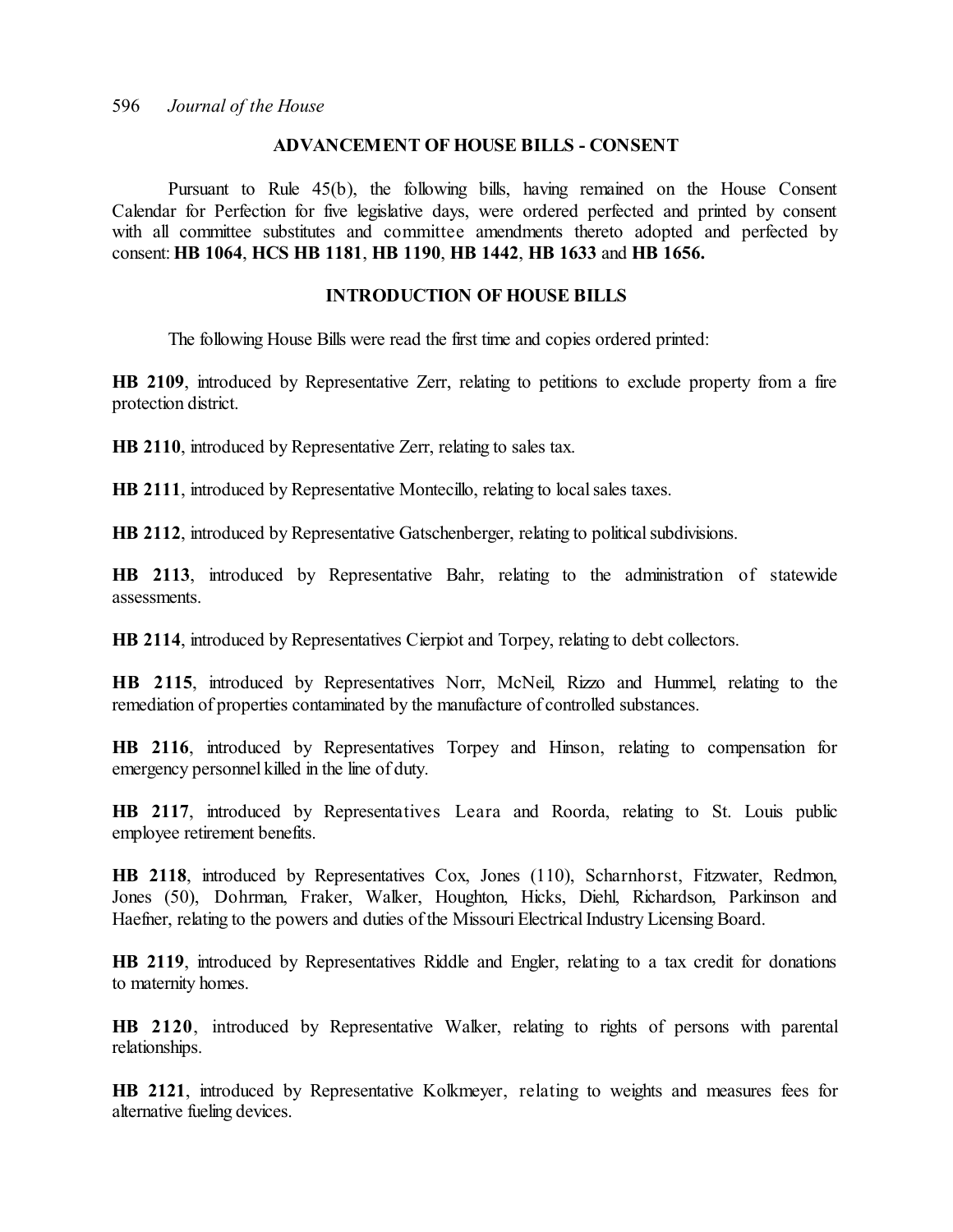## ADVANCEMENT OF HOUSE BILLS - CONSENT

Pursuant to Rule 45(b), the following bills, having remained on the House Consent Calendar for Perfection for five legislative days, were ordered perfected and printed by consent with all committee substitutes and committee amendments thereto adopted and perfected by consent: **HB 1064**, **HCS HB 1181**, **HB 1190**, **HB 1442**, **HB 1633** and **HB 1656.**

## INTRODUCTION OF HOUSE BILLS

The following House Bills were read the first time and copies ordered printed:

**HB 2109**, introduced by Representative Zerr, relating to petitions to exclude property from a fire protection district.

**HB 2110**, introduced by Representative Zerr, relating to sales tax.

**HB 2111**, introduced by Representative Montecillo, relating to local sales taxes.

**HB 2112**, introduced by Representative Gatschenberger, relating to political subdivisions.

**HB 2113**, introduced by Representative Bahr, relating to the administration of statewide assessments.

**HB 2114**, introduced by Representatives Cierpiot and Torpey, relating to debt collectors.

**HB 2115**, introduced by Representatives Norr, McNeil, Rizzo and Hummel, relating to the remediation of properties contaminated by the manufacture of controlled substances.

**HB 2116**, introduced by Representatives Torpey and Hinson, relating to compensation for emergency personnel killed in the line of duty.

**HB 2117**, introduced by Representatives Leara and Roorda, relating to St. Louis public employee retirement benefits.

**HB 2118**, introduced by Representatives Cox, Jones (110), Scharnhorst, Fitzwater, Redmon, Jones (50), Dohrman, Fraker, Walker, Houghton, Hicks, Diehl, Richardson, Parkinson and Haefner, relating to the powers and duties of the Missouri Electrical Industry Licensing Board.

**HB 2119**, introduced by Representatives Riddle and Engler, relating to a tax credit for donations to maternity homes.

**HB 2120**, introduced by Representative Walker, relating to rights of persons with parental relationships.

**HB 2121**, introduced by Representative Kolkmeyer, relating to weights and measures fees for alternative fueling devices.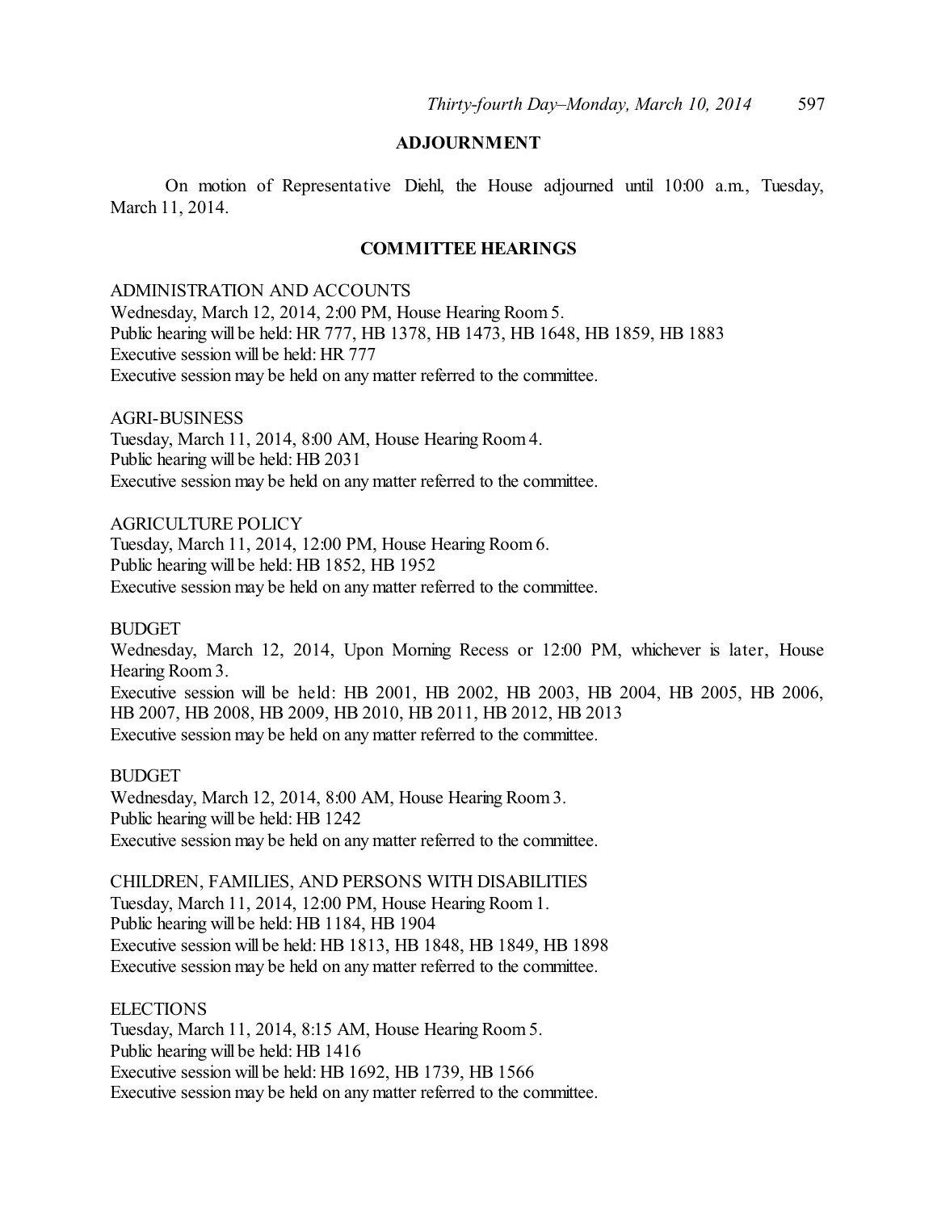## ADJOURNMENT

On motion of Representative Diehl, the House adjourned until 10:00 a.m., Tuesday, March 11, 2014.

## COMMITTEE HEARINGS

ADMINISTRATION AND ACCOUNTS
Wednesday, March 12, 2014, 2:00 PM, House Hearing Room 5.
Public hearing will be held: HR 777, HB 1378, HB 1473, HB 1648, HB 1859, HB 1883
Executive session will be held: HR 777
Executive session may be held on any matter referred to the committee.

AGRI-BUSINESS
Tuesday, March 11, 2014, 8:00 AM, House Hearing Room 4.
Public hearing will be held: HB 2031
Executive session may be held on any matter referred to the committee.

AGRICULTURE POLICY
Tuesday, March 11, 2014, 12:00 PM, House Hearing Room 6.
Public hearing will be held: HB 1852, HB 1952
Executive session may be held on any matter referred to the committee.

BUDGET
Wednesday, March 12, 2014, Upon Morning Recess or 12:00 PM, whichever is later, House Hearing Room 3.
Executive session will be held: HB 2001, HB 2002, HB 2003, HB 2004, HB 2005, HB 2006, HB 2007, HB 2008, HB 2009, HB 2010, HB 2011, HB 2012, HB 2013
Executive session may be held on any matter referred to the committee.

BUDGET
Wednesday, March 12, 2014, 8:00 AM, House Hearing Room 3.
Public hearing will be held: HB 1242
Executive session may be held on any matter referred to the committee.

CHILDREN, FAMILIES, AND PERSONS WITH DISABILITIES
Tuesday, March 11, 2014, 12:00 PM, House Hearing Room 1.
Public hearing will be held: HB 1184, HB 1904
Executive session will be held: HB 1813, HB 1848, HB 1849, HB 1898
Executive session may be held on any matter referred to the committee.

ELECTIONS
Tuesday, March 11, 2014, 8:15 AM, House Hearing Room 5.
Public hearing will be held: HB 1416
Executive session will be held: HB 1692, HB 1739, HB 1566
Executive session may be held on any matter referred to the committee.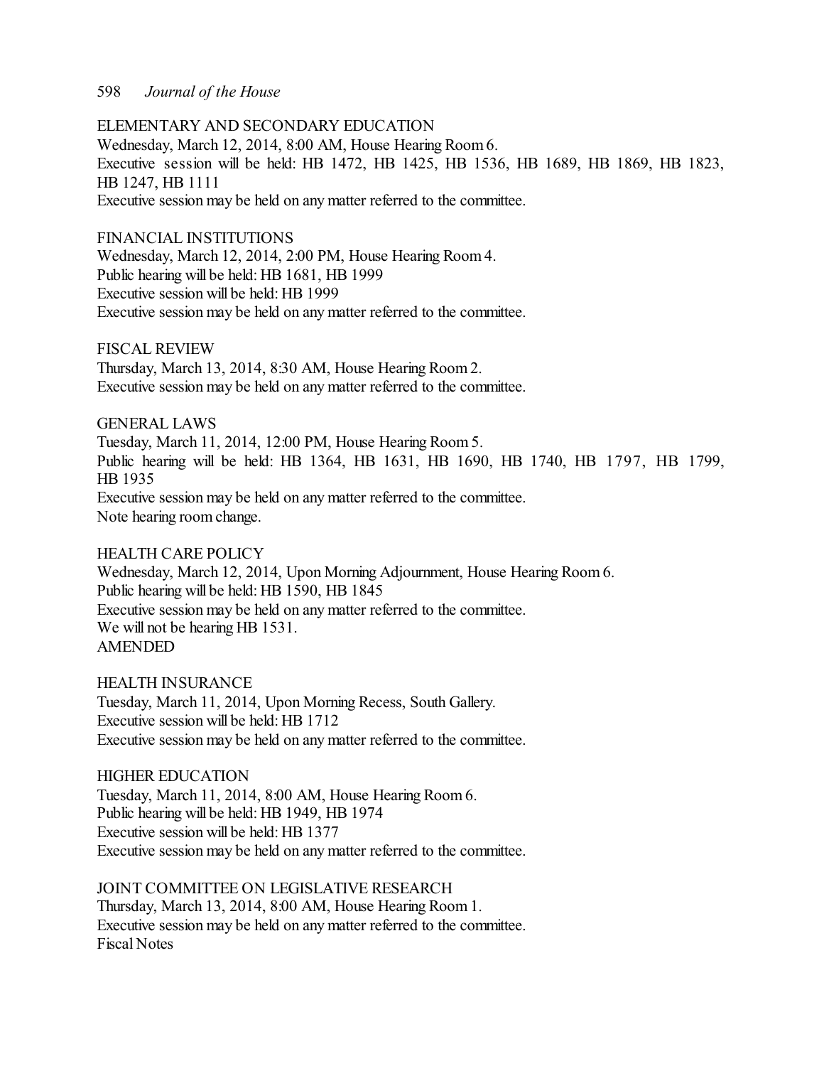ELEMENTARY AND SECONDARY EDUCATION
Wednesday, March 12, 2014, 8:00 AM, House Hearing Room 6.
Executive session will be held: HB 1472, HB 1425, HB 1536, HB 1689, HB 1869, HB 1823, HB 1247, HB 1111
Executive session may be held on any matter referred to the committee.

FINANCIAL INSTITUTIONS
Wednesday, March 12, 2014, 2:00 PM, House Hearing Room 4.
Public hearing will be held: HB 1681, HB 1999
Executive session will be held: HB 1999
Executive session may be held on any matter referred to the committee.

FISCAL REVIEW
Thursday, March 13, 2014, 8:30 AM, House Hearing Room 2.
Executive session may be held on any matter referred to the committee.

GENERAL LAWS
Tuesday, March 11, 2014, 12:00 PM, House Hearing Room 5.
Public hearing will be held: HB 1364, HB 1631, HB 1690, HB 1740, HB 1797, HB 1799, HB 1935
Executive session may be held on any matter referred to the committee.
Note hearing room change.

HEALTH CARE POLICY
Wednesday, March 12, 2014, Upon Morning Adjournment, House Hearing Room 6.
Public hearing will be held: HB 1590, HB 1845
Executive session may be held on any matter referred to the committee.
We will not be hearing HB 1531.
AMENDED

HEALTH INSURANCE
Tuesday, March 11, 2014, Upon Morning Recess, South Gallery.
Executive session will be held: HB 1712
Executive session may be held on any matter referred to the committee.

HIGHER EDUCATION
Tuesday, March 11, 2014, 8:00 AM, House Hearing Room 6.
Public hearing will be held: HB 1949, HB 1974
Executive session will be held: HB 1377
Executive session may be held on any matter referred to the committee.

JOINT COMMITTEE ON LEGISLATIVE RESEARCH
Thursday, March 13, 2014, 8:00 AM, House Hearing Room 1.
Executive session may be held on any matter referred to the committee.
Fiscal Notes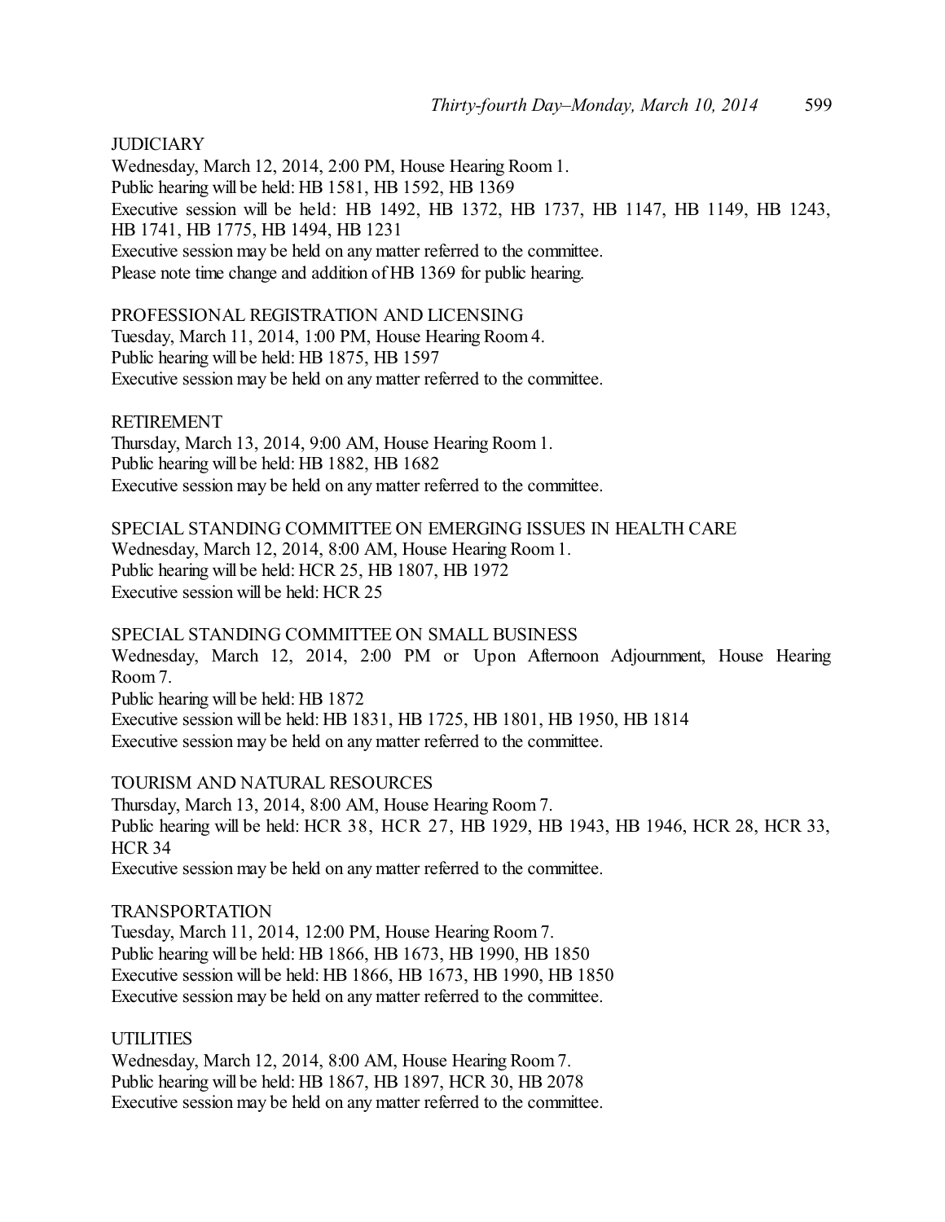JUDICIARY

Wednesday, March 12, 2014, 2:00 PM, House Hearing Room 1.
Public hearing will be held: HB 1581, HB 1592, HB 1369
Executive session will be held: HB 1492, HB 1372, HB 1737, HB 1147, HB 1149, HB 1243, HB 1741, HB 1775, HB 1494, HB 1231
Executive session may be held on any matter referred to the committee.
Please note time change and addition of HB 1369 for public hearing.

PROFESSIONAL REGISTRATION AND LICENSING

Tuesday, March 11, 2014, 1:00 PM, House Hearing Room 4.
Public hearing will be held: HB 1875, HB 1597
Executive session may be held on any matter referred to the committee.

RETIREMENT

Thursday, March 13, 2014, 9:00 AM, House Hearing Room 1.
Public hearing will be held: HB 1882, HB 1682
Executive session may be held on any matter referred to the committee.

SPECIAL STANDING COMMITTEE ON EMERGING ISSUES IN HEALTH CARE

Wednesday, March 12, 2014, 8:00 AM, House Hearing Room 1.
Public hearing will be held: HCR 25, HB 1807, HB 1972
Executive session will be held: HCR 25

SPECIAL STANDING COMMITTEE ON SMALL BUSINESS

Wednesday, March 12, 2014, 2:00 PM or Upon Afternoon Adjournment, House Hearing Room 7.
Public hearing will be held: HB 1872
Executive session will be held: HB 1831, HB 1725, HB 1801, HB 1950, HB 1814
Executive session may be held on any matter referred to the committee.

TOURISM AND NATURAL RESOURCES

Thursday, March 13, 2014, 8:00 AM, House Hearing Room 7.
Public hearing will be held: HCR 38, HCR 27, HB 1929, HB 1943, HB 1946, HCR 28, HCR 33, HCR 34
Executive session may be held on any matter referred to the committee.

TRANSPORTATION

Tuesday, March 11, 2014, 12:00 PM, House Hearing Room 7.
Public hearing will be held: HB 1866, HB 1673, HB 1990, HB 1850
Executive session will be held: HB 1866, HB 1673, HB 1990, HB 1850
Executive session may be held on any matter referred to the committee.

UTILITIES

Wednesday, March 12, 2014, 8:00 AM, House Hearing Room 7.
Public hearing will be held: HB 1867, HB 1897, HCR 30, HB 2078
Executive session may be held on any matter referred to the committee.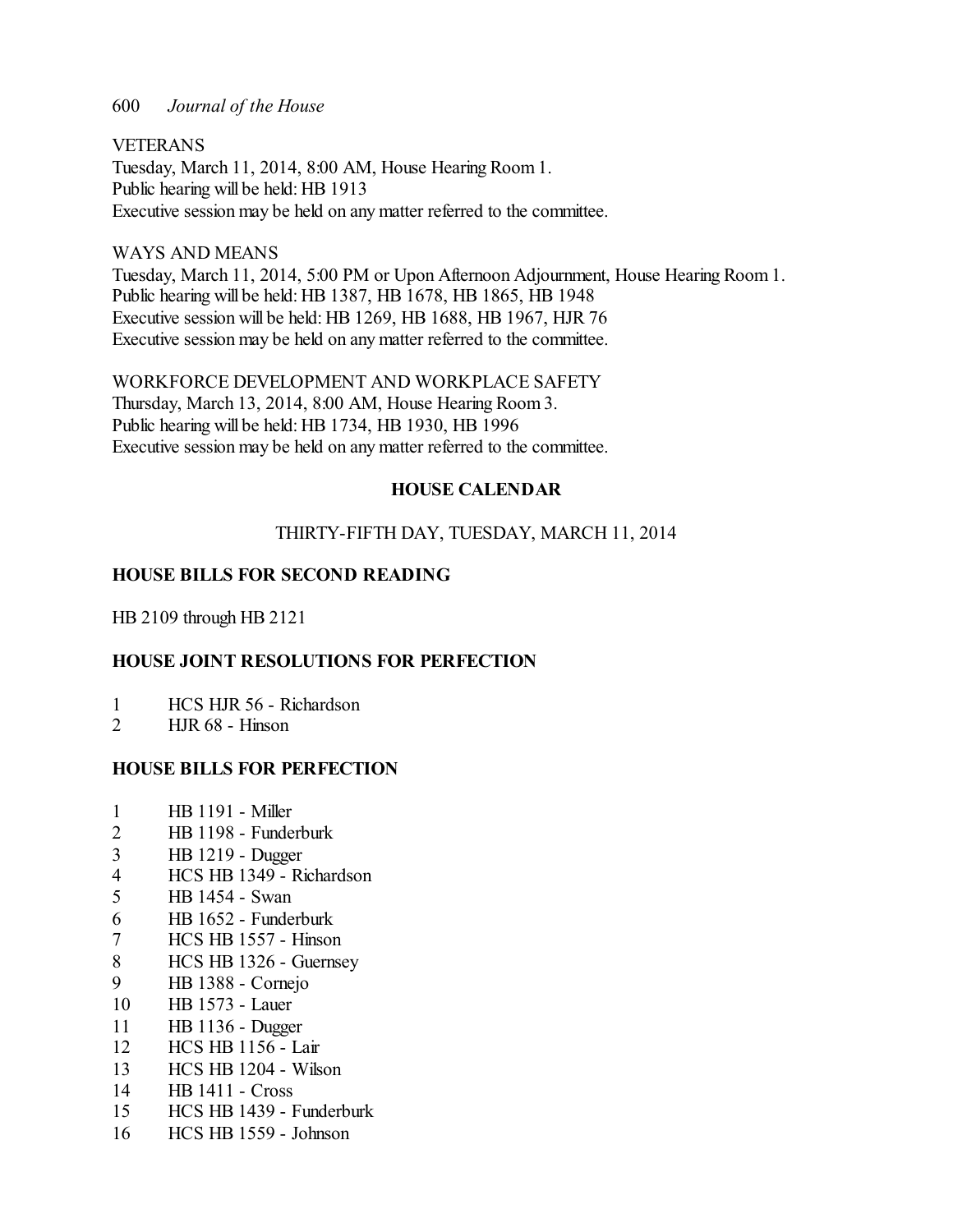VETERANS
Tuesday, March 11, 2014, 8:00 AM, House Hearing Room 1.
Public hearing will be held: HB 1913
Executive session may be held on any matter referred to the committee.

WAYS AND MEANS
Tuesday, March 11, 2014, 5:00 PM or Upon Afternoon Adjournment, House Hearing Room 1.
Public hearing will be held: HB 1387, HB 1678, HB 1865, HB 1948
Executive session will be held: HB 1269, HB 1688, HB 1967, HJR 76
Executive session may be held on any matter referred to the committee.

WORKFORCE DEVELOPMENT AND WORKPLACE SAFETY
Thursday, March 13, 2014, 8:00 AM, House Hearing Room 3.
Public hearing will be held: HB 1734, HB 1930, HB 1996
Executive session may be held on any matter referred to the committee.

## HOUSE CALENDAR

THIRTY-FIFTH DAY, TUESDAY, MARCH 11, 2014

### HOUSE BILLS FOR SECOND READING

HB 2109 through HB 2121

### HOUSE JOINT RESOLUTIONS FOR PERFECTION

1 HCS HJR 56 - Richardson
2 HJR 68 - Hinson

### HOUSE BILLS FOR PERFECTION

1 HB 1191 - Miller
2 HB 1198 - Funderburk
3 HB 1219 - Dugger
4 HCS HB 1349 - Richardson
5 HB 1454 - Swan
6 HB 1652 - Funderburk
7 HCS HB 1557 - Hinson
8 HCS HB 1326 - Guernsey
9 HB 1388 - Cornejo
10 HB 1573 - Lauer
11 HB 1136 - Dugger
12 HCS HB 1156 - Lair
13 HCS HB 1204 - Wilson
14 HB 1411 - Cross
15 HCS HB 1439 - Funderburk
16 HCS HB 1559 - Johnson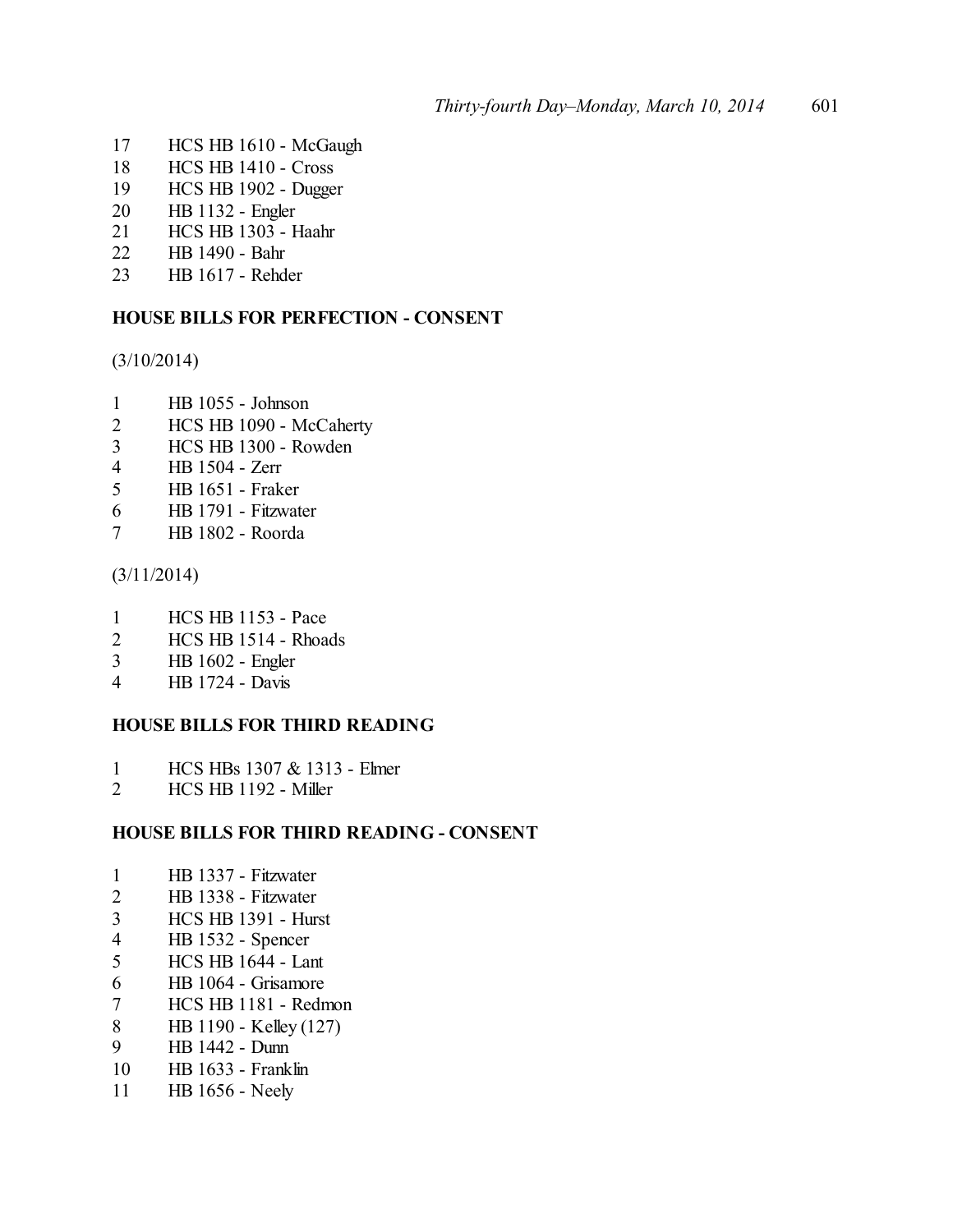17 HCS HB 1610 - McGaugh
18 HCS HB 1410 - Cross
19 HCS HB 1902 - Dugger
20 HB 1132 - Engler
21 HCS HB 1303 - Haahr
22 HB 1490 - Bahr
23 HB 1617 - Rehder

**HOUSE BILLS FOR PERFECTION - CONSENT**

(3/10/2014)

1 HB 1055 - Johnson
2 HCS HB 1090 - McCaherty
3 HCS HB 1300 - Rowden
4 HB 1504 - Zerr
5 HB 1651 - Fraker
6 HB 1791 - Fitzwater
7 HB 1802 - Roorda

(3/11/2014)

1 HCS HB 1153 - Pace
2 HCS HB 1514 - Rhoads
3 HB 1602 - Engler
4 HB 1724 - Davis

**HOUSE BILLS FOR THIRD READING**

1 HCS HBs 1307 & 1313 - Elmer
2 HCS HB 1192 - Miller

**HOUSE BILLS FOR THIRD READING - CONSENT**

1 HB 1337 - Fitzwater
2 HB 1338 - Fitzwater
3 HCS HB 1391 - Hurst
4 HB 1532 - Spencer
5 HCS HB 1644 - Lant
6 HB 1064 - Grisamore
7 HCS HB 1181 - Redmon
8 HB 1190 - Kelley (127)
9 HB 1442 - Dunn
10 HB 1633 - Franklin
11 HB 1656 - Neely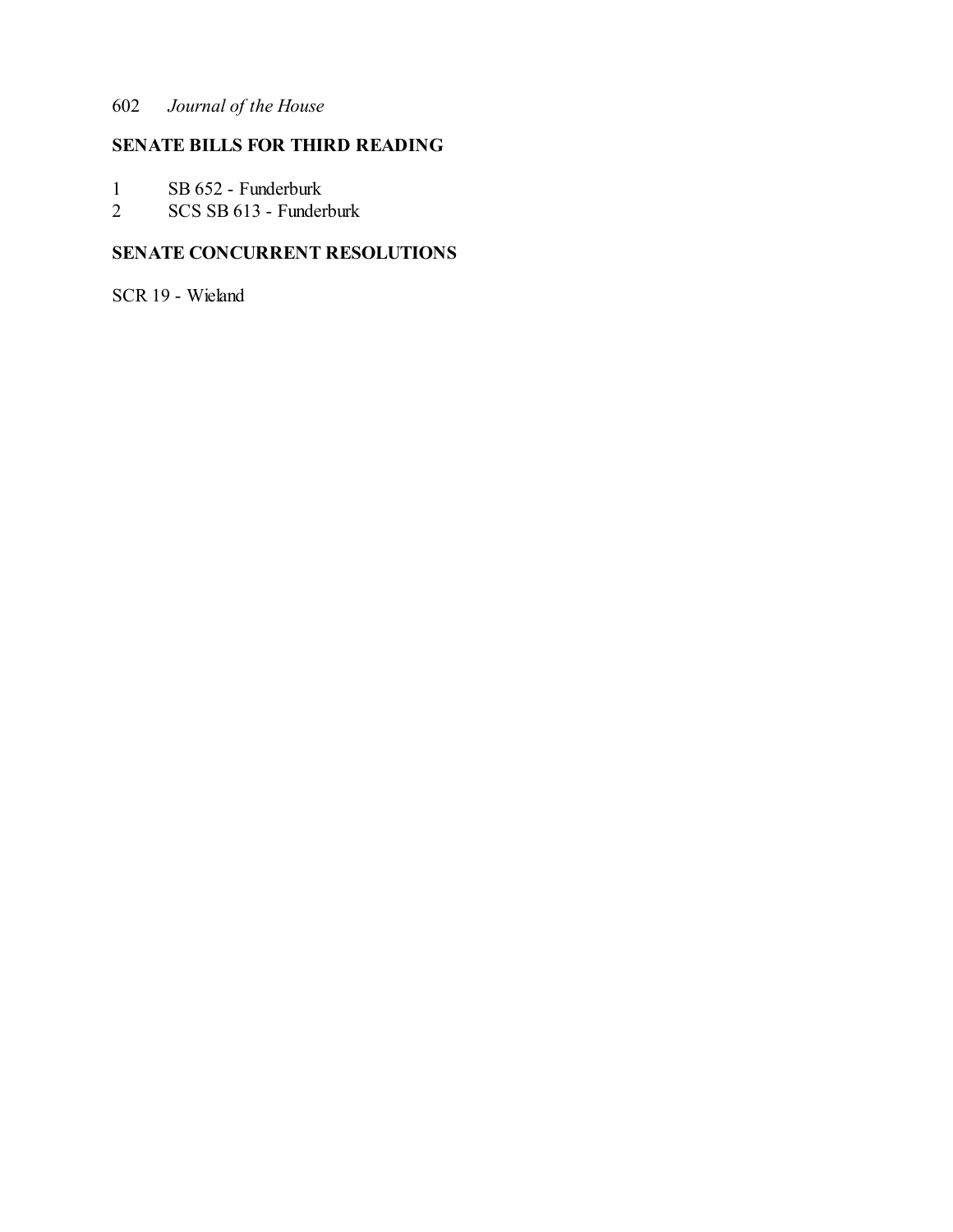**SENATE BILLS FOR THIRD READING**

1 SB 652 - Funderburk
2 SCS SB 613 - Funderburk

**SENATE CONCURRENT RESOLUTIONS**

SCR 19 - Wieland